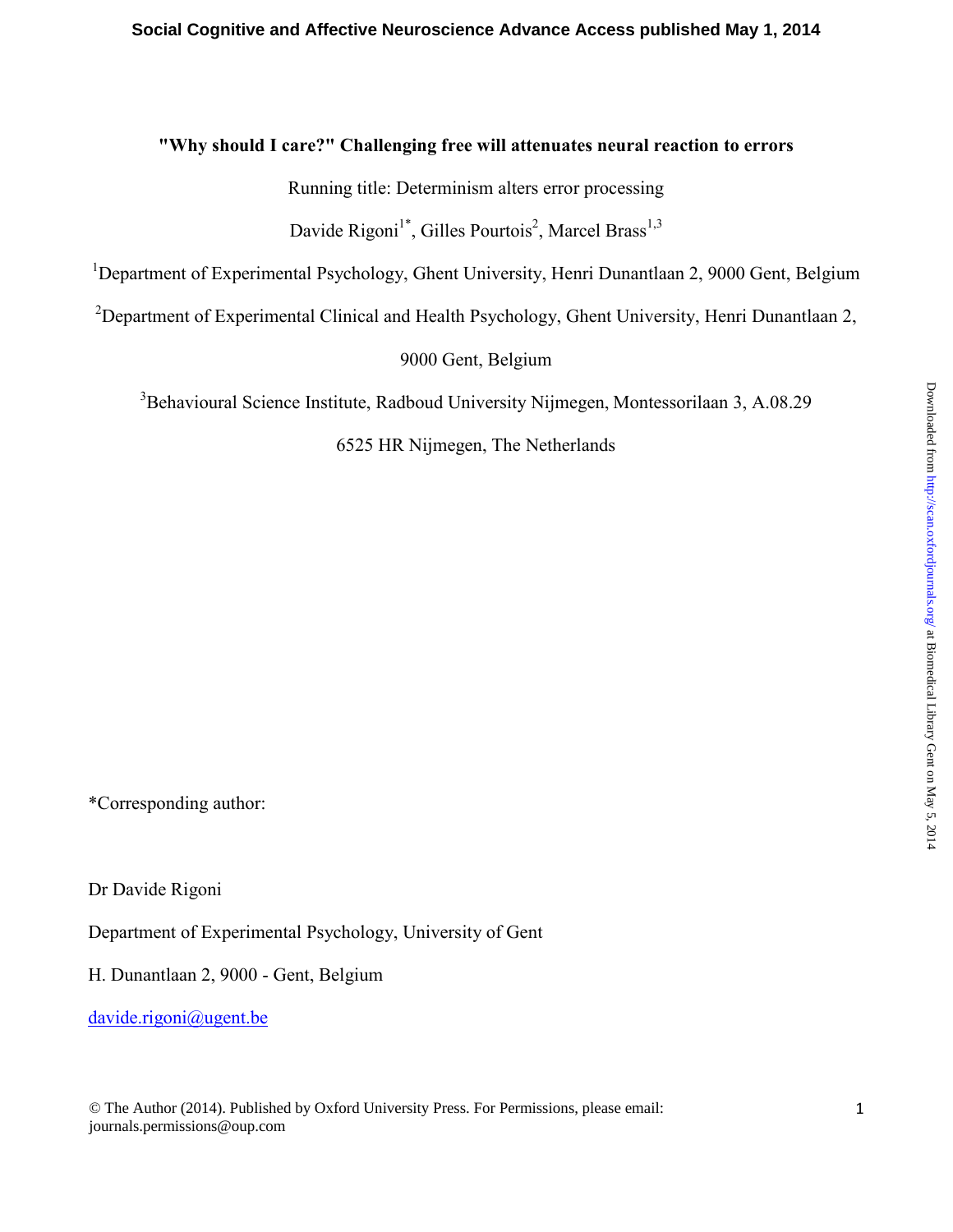**"Why should I care?" Challenging free will attenuates neural reaction to errors**

Running title: Determinism alters error processing

Davide Rigoni[1*], Gilles Pourtois[2], Marcel Brass[1,3]

[1]Department of Experimental Psychology, Ghent University, Henri Dunantlaan 2, 9000 Gent, Belgium

[2]Department of Experimental Clinical and Health Psychology, Ghent University, Henri Dunantlaan 2, 9000 Gent, Belgium

[3]Behavioural Science Institute, Radboud University Nijmegen, Montessorilaan 3, A.08.29 6525 HR Nijmegen, The Netherlands

*Corresponding author:

Dr Davide Rigoni

Department of Experimental Psychology, University of Gent

H. Dunantlaan 2, 9000 - Gent, Belgium

davide.rigoni@ugent.be

© The Author (2014). Published by Oxford University Press. For Permissions, please email: journals.permissions@oup.com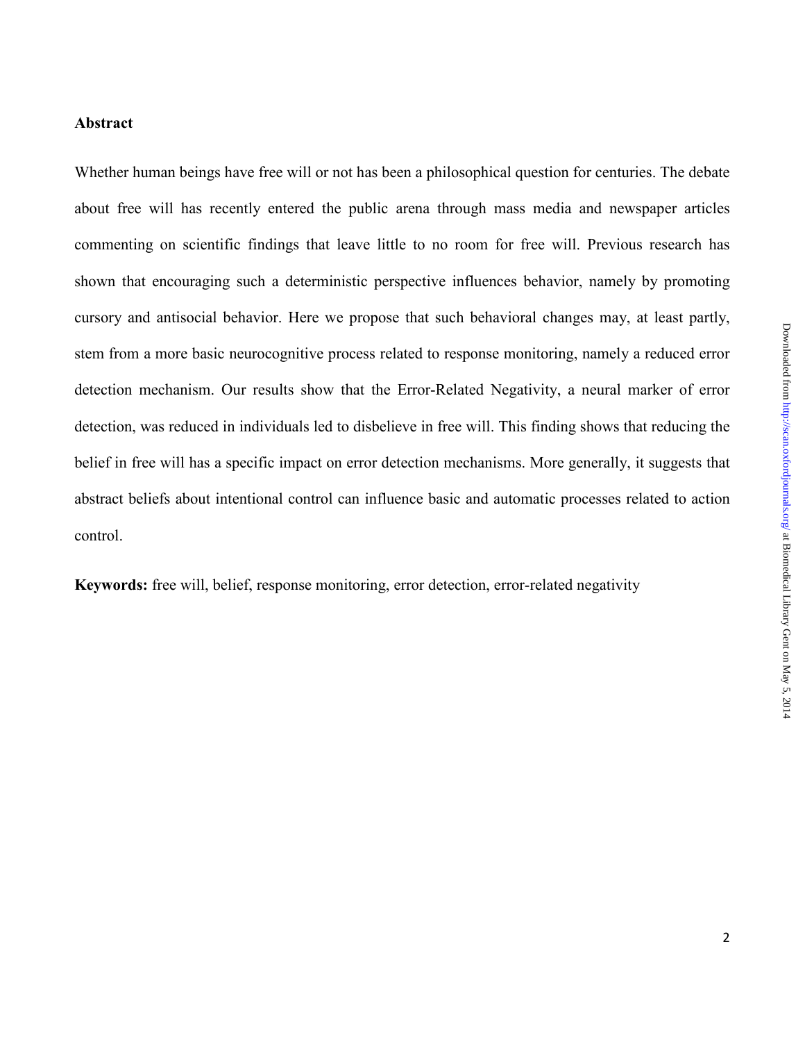## Abstract

Whether human beings have free will or not has been a philosophical question for centuries. The debate about free will has recently entered the public arena through mass media and newspaper articles commenting on scientific findings that leave little to no room for free will. Previous research has shown that encouraging such a deterministic perspective influences behavior, namely by promoting cursory and antisocial behavior. Here we propose that such behavioral changes may, at least partly, stem from a more basic neurocognitive process related to response monitoring, namely a reduced error detection mechanism. Our results show that the Error-Related Negativity, a neural marker of error detection, was reduced in individuals led to disbelieve in free will. This finding shows that reducing the belief in free will has a specific impact on error detection mechanisms. More generally, it suggests that abstract beliefs about intentional control can influence basic and automatic processes related to action control.

**Keywords:** free will, belief, response monitoring, error detection, error-related negativity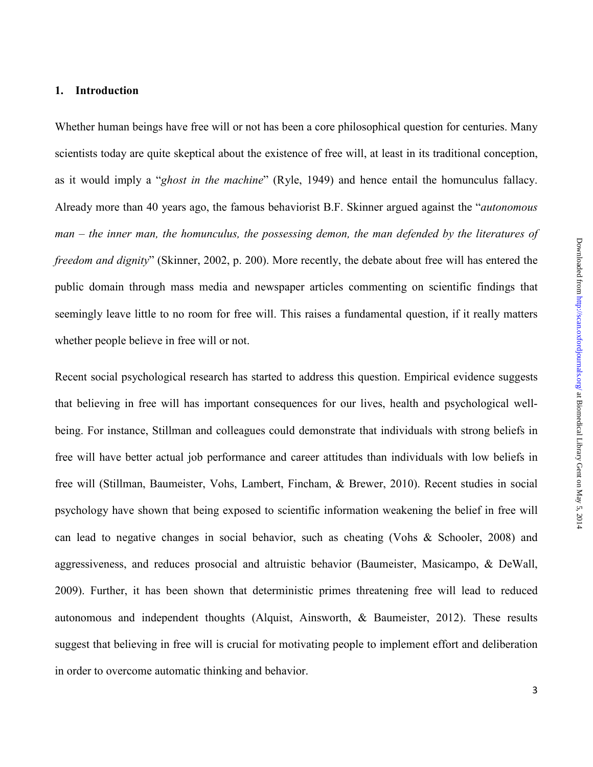## 1. Introduction

Whether human beings have free will or not has been a core philosophical question for centuries. Many scientists today are quite skeptical about the existence of free will, at least in its traditional conception, as it would imply a "*ghost in the machine*" (Ryle, 1949) and hence entail the homunculus fallacy. Already more than 40 years ago, the famous behaviorist B.F. Skinner argued against the "*autonomous man – the inner man, the homunculus, the possessing demon, the man defended by the literatures of freedom and dignity*" (Skinner, 2002, p. 200). More recently, the debate about free will has entered the public domain through mass media and newspaper articles commenting on scientific findings that seemingly leave little to no room for free will. This raises a fundamental question, if it really matters whether people believe in free will or not.

Recent social psychological research has started to address this question. Empirical evidence suggests that believing in free will has important consequences for our lives, health and psychological well-being. For instance, Stillman and colleagues could demonstrate that individuals with strong beliefs in free will have better actual job performance and career attitudes than individuals with low beliefs in free will (Stillman, Baumeister, Vohs, Lambert, Fincham, & Brewer, 2010). Recent studies in social psychology have shown that being exposed to scientific information weakening the belief in free will can lead to negative changes in social behavior, such as cheating (Vohs & Schooler, 2008) and aggressiveness, and reduces prosocial and altruistic behavior (Baumeister, Masicampo, & DeWall, 2009). Further, it has been shown that deterministic primes threatening free will lead to reduced autonomous and independent thoughts (Alquist, Ainsworth, & Baumeister, 2012). These results suggest that believing in free will is crucial for motivating people to implement effort and deliberation in order to overcome automatic thinking and behavior.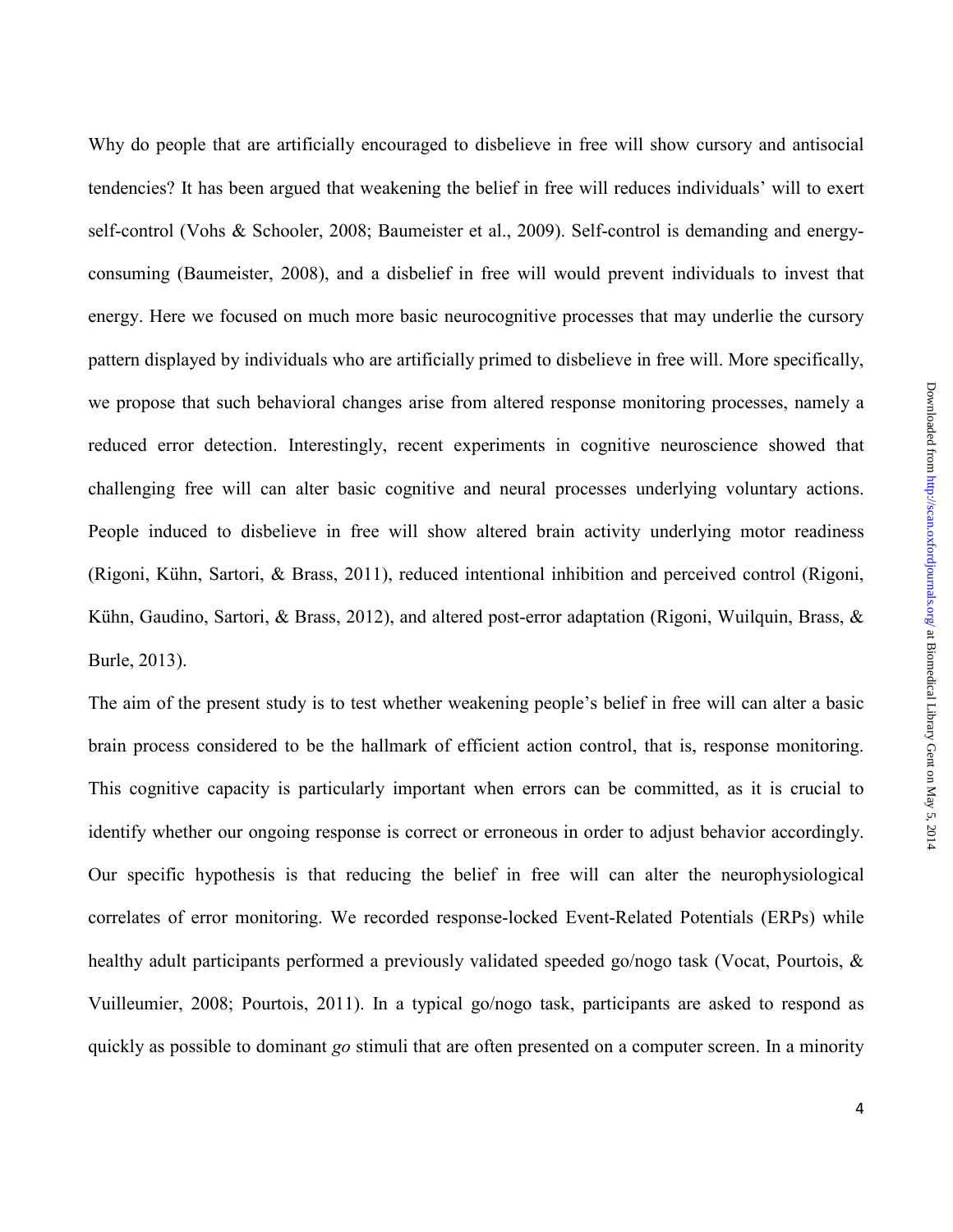Why do people that are artificially encouraged to disbelieve in free will show cursory and antisocial tendencies? It has been argued that weakening the belief in free will reduces individuals' will to exert self-control (Vohs & Schooler, 2008; Baumeister et al., 2009). Self-control is demanding and energy-consuming (Baumeister, 2008), and a disbelief in free will would prevent individuals to invest that energy. Here we focused on much more basic neurocognitive processes that may underlie the cursory pattern displayed by individuals who are artificially primed to disbelieve in free will. More specifically, we propose that such behavioral changes arise from altered response monitoring processes, namely a reduced error detection. Interestingly, recent experiments in cognitive neuroscience showed that challenging free will can alter basic cognitive and neural processes underlying voluntary actions. People induced to disbelieve in free will show altered brain activity underlying motor readiness (Rigoni, Kühn, Sartori, & Brass, 2011), reduced intentional inhibition and perceived control (Rigoni, Kühn, Gaudino, Sartori, & Brass, 2012), and altered post-error adaptation (Rigoni, Wuilquin, Brass, & Burle, 2013).

The aim of the present study is to test whether weakening people's belief in free will can alter a basic brain process considered to be the hallmark of efficient action control, that is, response monitoring. This cognitive capacity is particularly important when errors can be committed, as it is crucial to identify whether our ongoing response is correct or erroneous in order to adjust behavior accordingly. Our specific hypothesis is that reducing the belief in free will can alter the neurophysiological correlates of error monitoring. We recorded response-locked Event-Related Potentials (ERPs) while healthy adult participants performed a previously validated speeded go/nogo task (Vocat, Pourtois, & Vuilleumier, 2008; Pourtois, 2011). In a typical go/nogo task, participants are asked to respond as quickly as possible to dominant *go* stimuli that are often presented on a computer screen. In a minority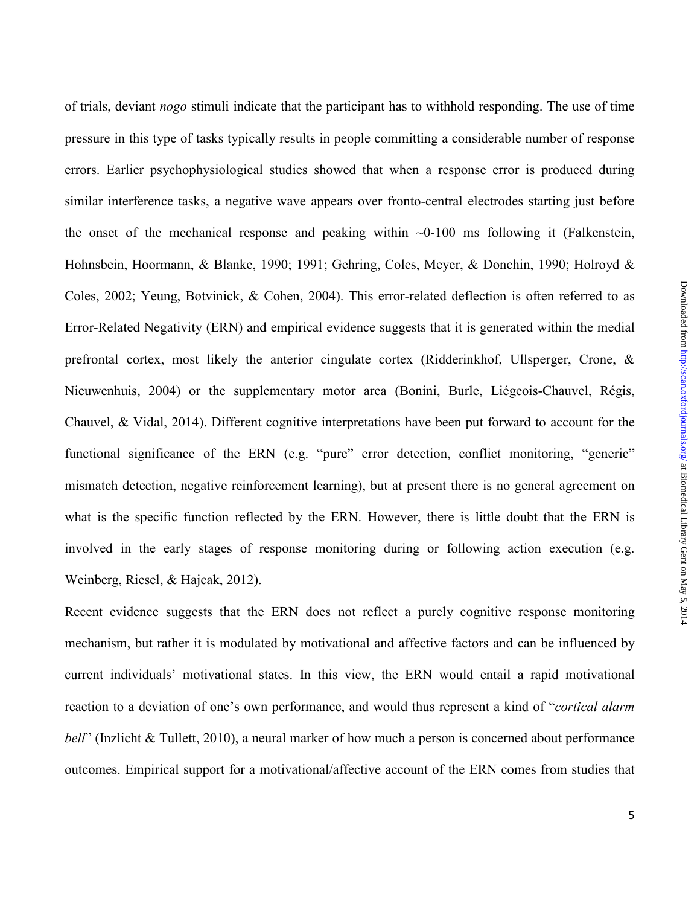of trials, deviant *nogo* stimuli indicate that the participant has to withhold responding. The use of time pressure in this type of tasks typically results in people committing a considerable number of response errors. Earlier psychophysiological studies showed that when a response error is produced during similar interference tasks, a negative wave appears over fronto-central electrodes starting just before the onset of the mechanical response and peaking within ~0-100 ms following it (Falkenstein, Hohnsbein, Hoormann, & Blanke, 1990; 1991; Gehring, Coles, Meyer, & Donchin, 1990; Holroyd & Coles, 2002; Yeung, Botvinick, & Cohen, 2004). This error-related deflection is often referred to as Error-Related Negativity (ERN) and empirical evidence suggests that it is generated within the medial prefrontal cortex, most likely the anterior cingulate cortex (Ridderinkhof, Ullsperger, Crone, & Nieuwenhuis, 2004) or the supplementary motor area (Bonini, Burle, Liégeois-Chauvel, Régis, Chauvel, & Vidal, 2014). Different cognitive interpretations have been put forward to account for the functional significance of the ERN (e.g. "pure" error detection, conflict monitoring, "generic" mismatch detection, negative reinforcement learning), but at present there is no general agreement on what is the specific function reflected by the ERN. However, there is little doubt that the ERN is involved in the early stages of response monitoring during or following action execution (e.g. Weinberg, Riesel, & Hajcak, 2012).

Recent evidence suggests that the ERN does not reflect a purely cognitive response monitoring mechanism, but rather it is modulated by motivational and affective factors and can be influenced by current individuals' motivational states. In this view, the ERN would entail a rapid motivational reaction to a deviation of one's own performance, and would thus represent a kind of "*cortical alarm bell*" (Inzlicht & Tullett, 2010), a neural marker of how much a person is concerned about performance outcomes. Empirical support for a motivational/affective account of the ERN comes from studies that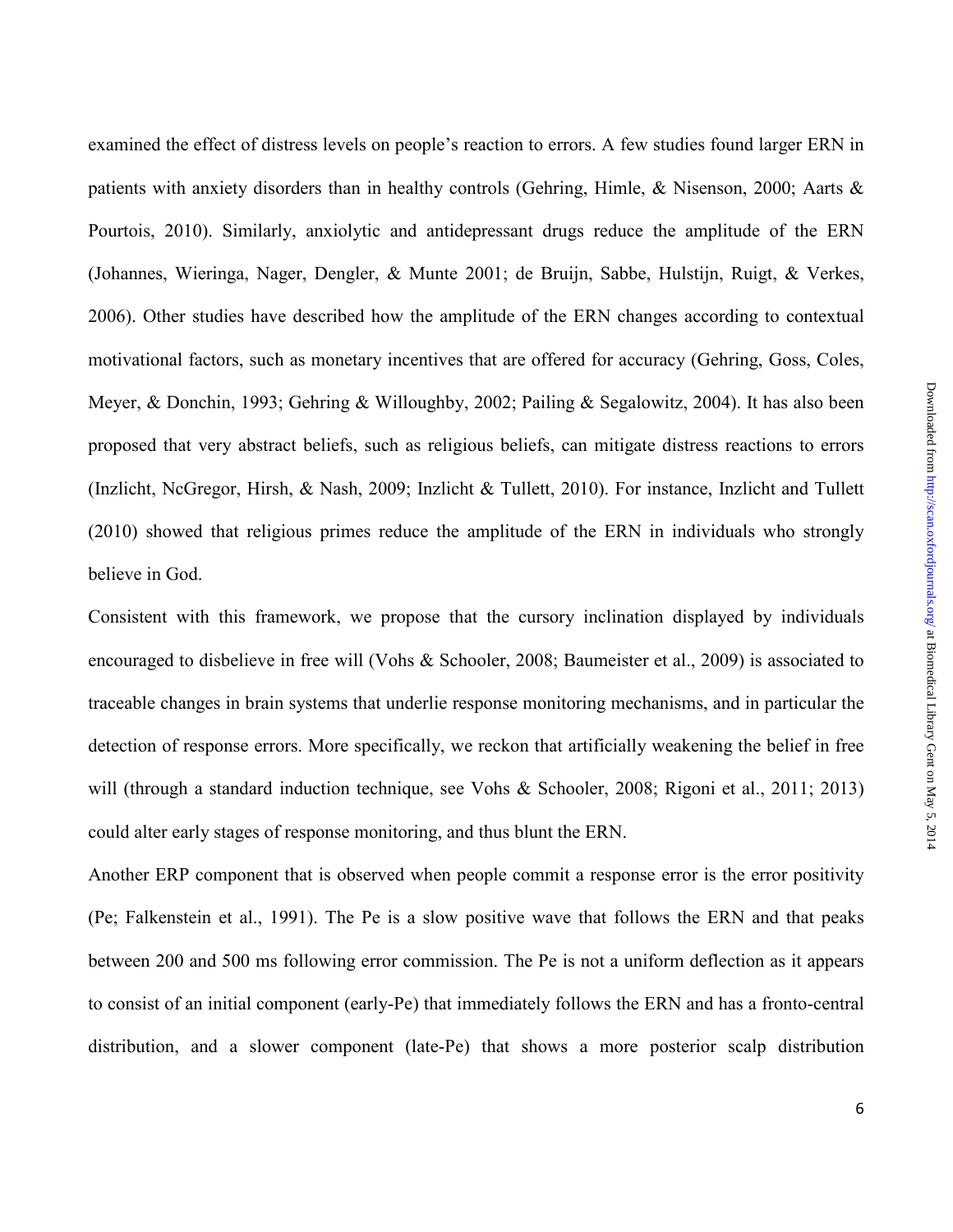examined the effect of distress levels on people's reaction to errors. A few studies found larger ERN in patients with anxiety disorders than in healthy controls (Gehring, Himle, & Nisenson, 2000; Aarts & Pourtois, 2010). Similarly, anxiolytic and antidepressant drugs reduce the amplitude of the ERN (Johannes, Wieringa, Nager, Dengler, & Munte 2001; de Bruijn, Sabbe, Hulstijn, Ruigt, & Verkes, 2006). Other studies have described how the amplitude of the ERN changes according to contextual motivational factors, such as monetary incentives that are offered for accuracy (Gehring, Goss, Coles, Meyer, & Donchin, 1993; Gehring & Willoughby, 2002; Pailing & Segalowitz, 2004). It has also been proposed that very abstract beliefs, such as religious beliefs, can mitigate distress reactions to errors (Inzlicht, NcGregor, Hirsh, & Nash, 2009; Inzlicht & Tullett, 2010). For instance, Inzlicht and Tullett (2010) showed that religious primes reduce the amplitude of the ERN in individuals who strongly believe in God.

Consistent with this framework, we propose that the cursory inclination displayed by individuals encouraged to disbelieve in free will (Vohs & Schooler, 2008; Baumeister et al., 2009) is associated to traceable changes in brain systems that underlie response monitoring mechanisms, and in particular the detection of response errors. More specifically, we reckon that artificially weakening the belief in free will (through a standard induction technique, see Vohs & Schooler, 2008; Rigoni et al., 2011; 2013) could alter early stages of response monitoring, and thus blunt the ERN.

Another ERP component that is observed when people commit a response error is the error positivity (Pe; Falkenstein et al., 1991). The Pe is a slow positive wave that follows the ERN and that peaks between 200 and 500 ms following error commission. The Pe is not a uniform deflection as it appears to consist of an initial component (early-Pe) that immediately follows the ERN and has a fronto-central distribution, and a slower component (late-Pe) that shows a more posterior scalp distribution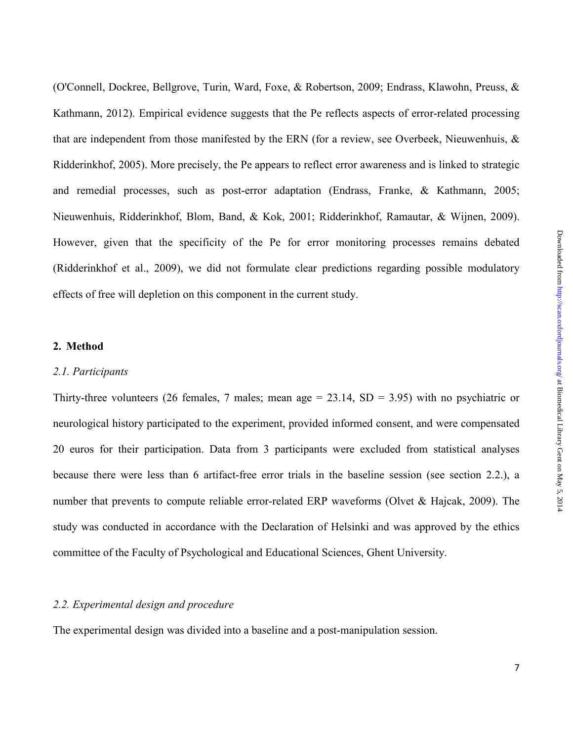(O'Connell, Dockree, Bellgrove, Turin, Ward, Foxe, & Robertson, 2009; Endrass, Klawohn, Preuss, & Kathmann, 2012). Empirical evidence suggests that the Pe reflects aspects of error-related processing that are independent from those manifested by the ERN (for a review, see Overbeek, Nieuwenhuis, & Ridderinkhof, 2005). More precisely, the Pe appears to reflect error awareness and is linked to strategic and remedial processes, such as post-error adaptation (Endrass, Franke, & Kathmann, 2005; Nieuwenhuis, Ridderinkhof, Blom, Band, & Kok, 2001; Ridderinkhof, Ramautar, & Wijnen, 2009). However, given that the specificity of the Pe for error monitoring processes remains debated (Ridderinkhof et al., 2009), we did not formulate clear predictions regarding possible modulatory effects of free will depletion on this component in the current study.

## 2. Method

### *2.1. Participants*

Thirty-three volunteers (26 females, 7 males; mean age = 23.14, SD = 3.95) with no psychiatric or neurological history participated to the experiment, provided informed consent, and were compensated 20 euros for their participation. Data from 3 participants were excluded from statistical analyses because there were less than 6 artifact-free error trials in the baseline session (see section 2.2.), a number that prevents to compute reliable error-related ERP waveforms (Olvet & Hajcak, 2009). The study was conducted in accordance with the Declaration of Helsinki and was approved by the ethics committee of the Faculty of Psychological and Educational Sciences, Ghent University.

### *2.2. Experimental design and procedure*

The experimental design was divided into a baseline and a post-manipulation session.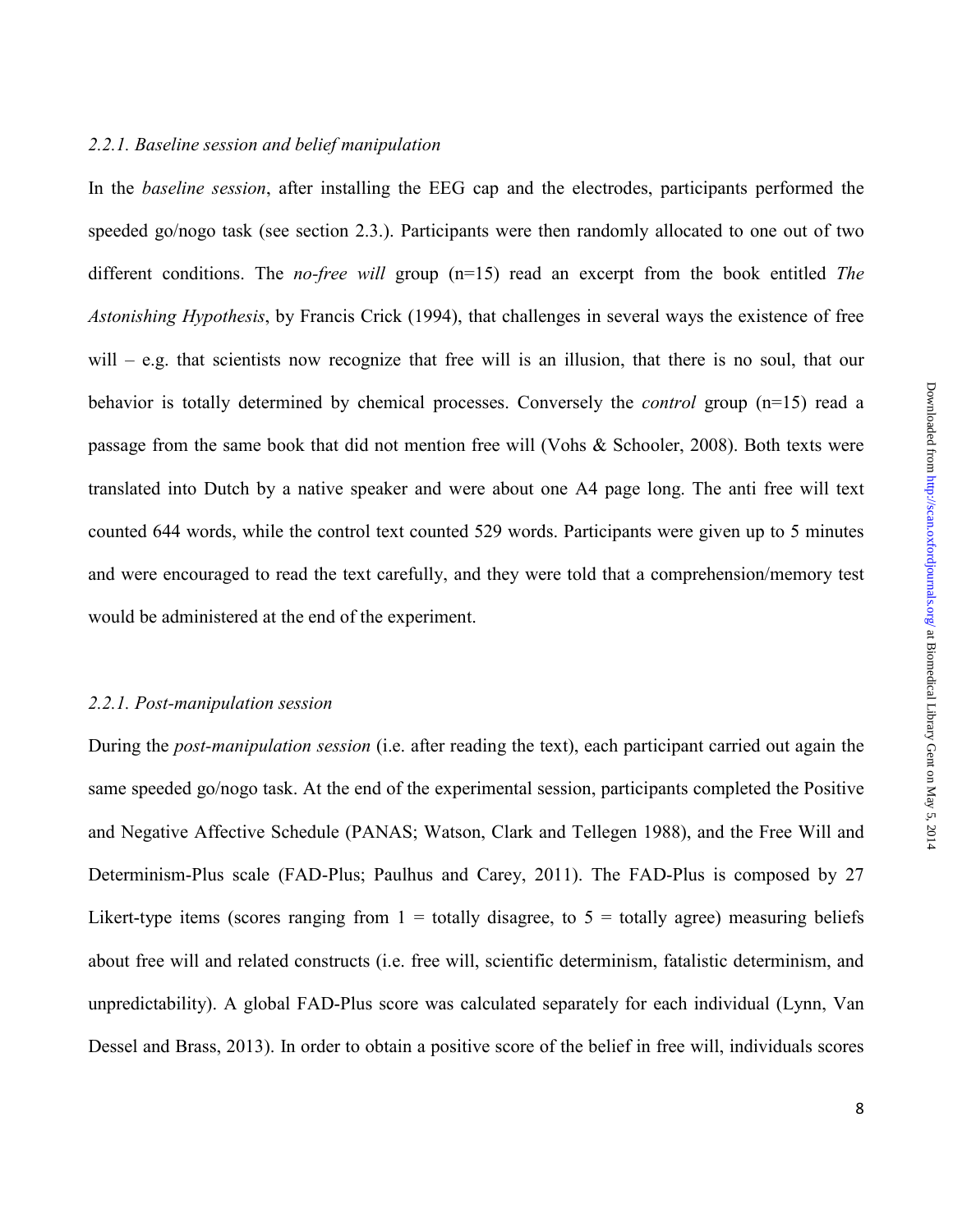### *2.2.1. Baseline session and belief manipulation*

In the *baseline session*, after installing the EEG cap and the electrodes, participants performed the speeded go/nogo task (see section 2.3.). Participants were then randomly allocated to one out of two different conditions. The *no-free will* group (n=15) read an excerpt from the book entitled *The Astonishing Hypothesis*, by Francis Crick (1994), that challenges in several ways the existence of free will – e.g. that scientists now recognize that free will is an illusion, that there is no soul, that our behavior is totally determined by chemical processes. Conversely the *control* group (n=15) read a passage from the same book that did not mention free will (Vohs & Schooler, 2008). Both texts were translated into Dutch by a native speaker and were about one A4 page long. The anti free will text counted 644 words, while the control text counted 529 words. Participants were given up to 5 minutes and were encouraged to read the text carefully, and they were told that a comprehension/memory test would be administered at the end of the experiment.

### *2.2.1. Post-manipulation session*

During the *post-manipulation session* (i.e. after reading the text), each participant carried out again the same speeded go/nogo task. At the end of the experimental session, participants completed the Positive and Negative Affective Schedule (PANAS; Watson, Clark and Tellegen 1988), and the Free Will and Determinism-Plus scale (FAD-Plus; Paulhus and Carey, 2011). The FAD-Plus is composed by 27 Likert-type items (scores ranging from 1 = totally disagree, to 5 = totally agree) measuring beliefs about free will and related constructs (i.e. free will, scientific determinism, fatalistic determinism, and unpredictability). A global FAD-Plus score was calculated separately for each individual (Lynn, Van Dessel and Brass, 2013). In order to obtain a positive score of the belief in free will, individuals scores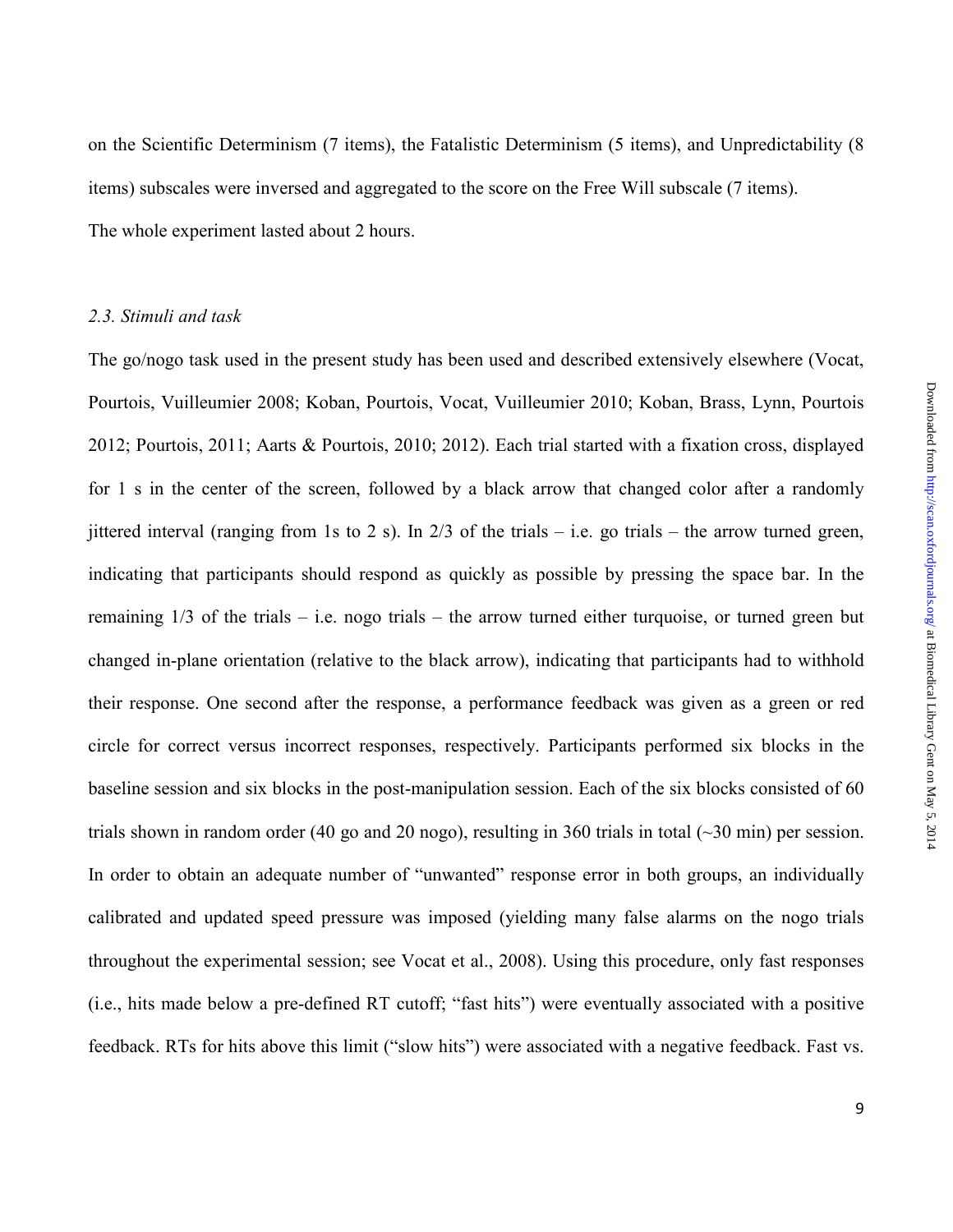on the Scientific Determinism (7 items), the Fatalistic Determinism (5 items), and Unpredictability (8 items) subscales were inversed and aggregated to the score on the Free Will subscale (7 items).

The whole experiment lasted about 2 hours.

### *2.3. Stimuli and task*

The go/nogo task used in the present study has been used and described extensively elsewhere (Vocat, Pourtois, Vuilleumier 2008; Koban, Pourtois, Vocat, Vuilleumier 2010; Koban, Brass, Lynn, Pourtois 2012; Pourtois, 2011; Aarts & Pourtois, 2010; 2012). Each trial started with a fixation cross, displayed for 1 s in the center of the screen, followed by a black arrow that changed color after a randomly jittered interval (ranging from 1s to 2 s). In 2/3 of the trials – i.e. go trials – the arrow turned green, indicating that participants should respond as quickly as possible by pressing the space bar. In the remaining 1/3 of the trials – i.e. nogo trials – the arrow turned either turquoise, or turned green but changed in-plane orientation (relative to the black arrow), indicating that participants had to withhold their response. One second after the response, a performance feedback was given as a green or red circle for correct versus incorrect responses, respectively. Participants performed six blocks in the baseline session and six blocks in the post-manipulation session. Each of the six blocks consisted of 60 trials shown in random order (40 go and 20 nogo), resulting in 360 trials in total (~30 min) per session. In order to obtain an adequate number of "unwanted" response error in both groups, an individually calibrated and updated speed pressure was imposed (yielding many false alarms on the nogo trials throughout the experimental session; see Vocat et al., 2008). Using this procedure, only fast responses (i.e., hits made below a pre-defined RT cutoff; "fast hits") were eventually associated with a positive feedback. RTs for hits above this limit ("slow hits") were associated with a negative feedback. Fast vs.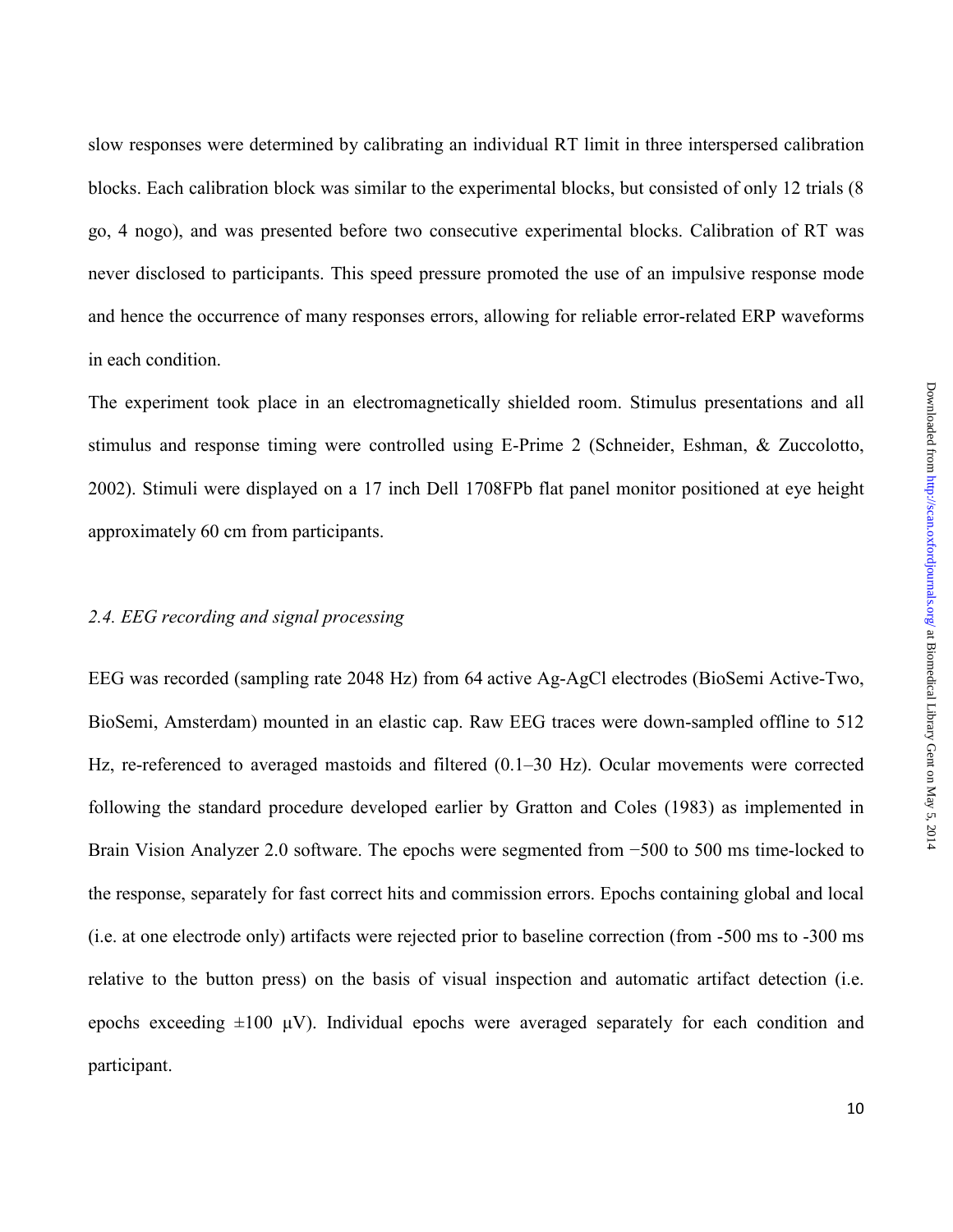slow responses were determined by calibrating an individual RT limit in three interspersed calibration blocks. Each calibration block was similar to the experimental blocks, but consisted of only 12 trials (8 go, 4 nogo), and was presented before two consecutive experimental blocks. Calibration of RT was never disclosed to participants. This speed pressure promoted the use of an impulsive response mode and hence the occurrence of many responses errors, allowing for reliable error-related ERP waveforms in each condition.

The experiment took place in an electromagnetically shielded room. Stimulus presentations and all stimulus and response timing were controlled using E-Prime 2 (Schneider, Eshman, & Zuccolotto, 2002). Stimuli were displayed on a 17 inch Dell 1708FPb flat panel monitor positioned at eye height approximately 60 cm from participants.

### *2.4. EEG recording and signal processing*

EEG was recorded (sampling rate 2048 Hz) from 64 active Ag-AgCl electrodes (BioSemi Active-Two, BioSemi, Amsterdam) mounted in an elastic cap. Raw EEG traces were down-sampled offline to 512 Hz, re-referenced to averaged mastoids and filtered (0.1–30 Hz). Ocular movements were corrected following the standard procedure developed earlier by Gratton and Coles (1983) as implemented in Brain Vision Analyzer 2.0 software. The epochs were segmented from −500 to 500 ms time-locked to the response, separately for fast correct hits and commission errors. Epochs containing global and local (i.e. at one electrode only) artifacts were rejected prior to baseline correction (from -500 ms to -300 ms relative to the button press) on the basis of visual inspection and automatic artifact detection (i.e. epochs exceeding ±100 μV). Individual epochs were averaged separately for each condition and participant.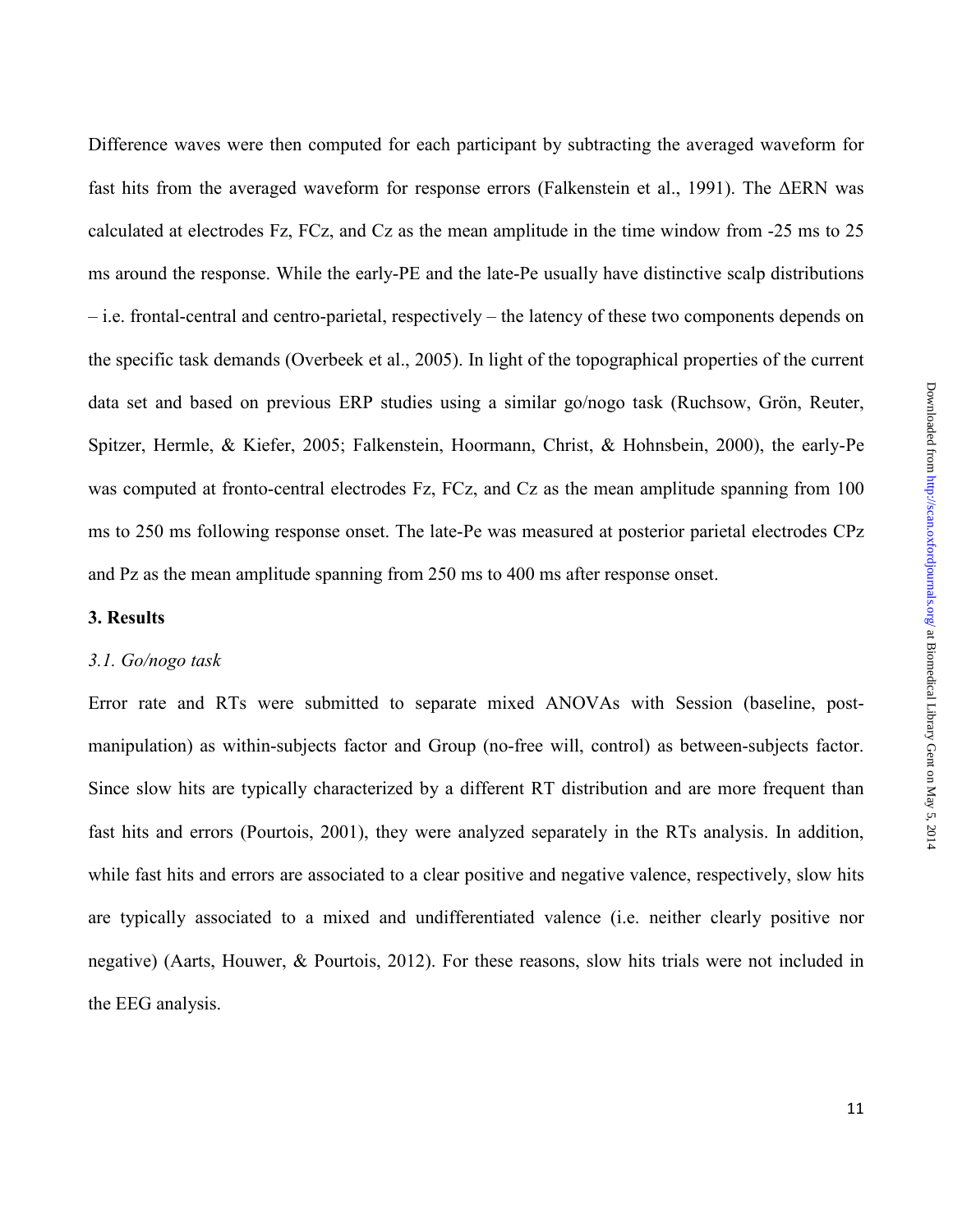Difference waves were then computed for each participant by subtracting the averaged waveform for fast hits from the averaged waveform for response errors (Falkenstein et al., 1991). The ΔERN was calculated at electrodes Fz, FCz, and Cz as the mean amplitude in the time window from -25 ms to 25 ms around the response. While the early-PE and the late-Pe usually have distinctive scalp distributions – i.e. frontal-central and centro-parietal, respectively – the latency of these two components depends on the specific task demands (Overbeek et al., 2005). In light of the topographical properties of the current data set and based on previous ERP studies using a similar go/nogo task (Ruchsow, Grön, Reuter, Spitzer, Hermle, & Kiefer, 2005; Falkenstein, Hoormann, Christ, & Hohnsbein, 2000), the early-Pe was computed at fronto-central electrodes Fz, FCz, and Cz as the mean amplitude spanning from 100 ms to 250 ms following response onset. The late-Pe was measured at posterior parietal electrodes CPz and Pz as the mean amplitude spanning from 250 ms to 400 ms after response onset.

## 3. Results

### *3.1. Go/nogo task*

Error rate and RTs were submitted to separate mixed ANOVAs with Session (baseline, post-manipulation) as within-subjects factor and Group (no-free will, control) as between-subjects factor. Since slow hits are typically characterized by a different RT distribution and are more frequent than fast hits and errors (Pourtois, 2001), they were analyzed separately in the RTs analysis. In addition, while fast hits and errors are associated to a clear positive and negative valence, respectively, slow hits are typically associated to a mixed and undifferentiated valence (i.e. neither clearly positive nor negative) (Aarts, Houwer, & Pourtois, 2012). For these reasons, slow hits trials were not included in the EEG analysis.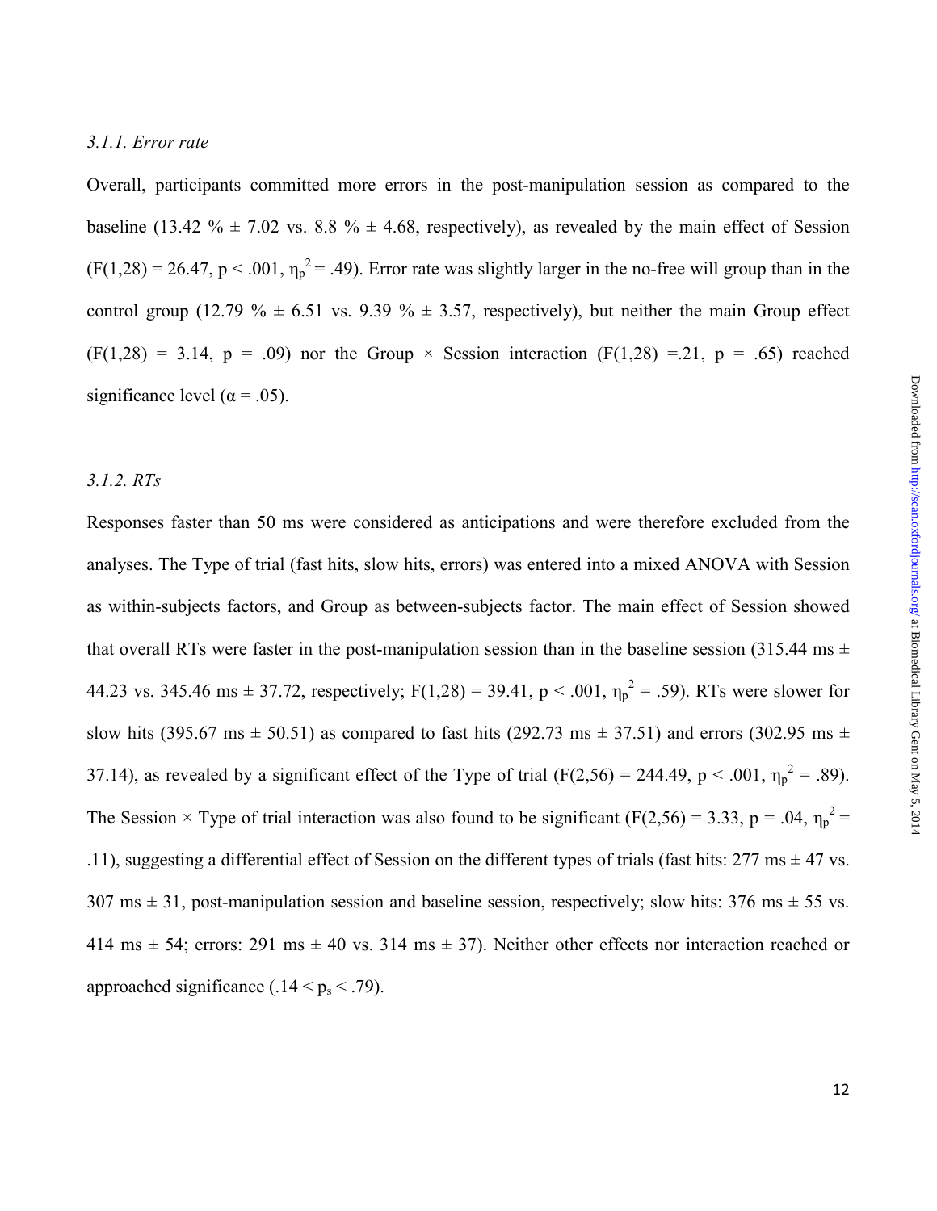### *3.1.1. Error rate*

Overall, participants committed more errors in the post-manipulation session as compared to the baseline (13.42 % ± 7.02 vs. 8.8 % ± 4.68, respectively), as revealed by the main effect of Session ($F(1,28) = 26.47$, $p < .001$, $\eta_p^2 = .49$). Error rate was slightly larger in the no-free will group than in the control group (12.79 % ± 6.51 vs. 9.39 % ± 3.57, respectively), but neither the main Group effect ($F(1,28) = 3.14$, $p = .09$) nor the Group × Session interaction ($F(1,28) = .21$, $p = .65$) reached significance level ($\alpha = .05$).

### *3.1.2. RTs*

Responses faster than 50 ms were considered as anticipations and were therefore excluded from the analyses. The Type of trial (fast hits, slow hits, errors) was entered into a mixed ANOVA with Session as within-subjects factors, and Group as between-subjects factor. The main effect of Session showed that overall RTs were faster in the post-manipulation session than in the baseline session (315.44 ms ± 44.23 vs. 345.46 ms ± 37.72, respectively; $F(1,28) = 39.41$, $p < .001$, $\eta_p^2 = .59$). RTs were slower for slow hits (395.67 ms ± 50.51) as compared to fast hits (292.73 ms ± 37.51) and errors (302.95 ms ± 37.14), as revealed by a significant effect of the Type of trial ($F(2,56) = 244.49$, $p < .001$, $\eta_p^2 = .89$). The Session × Type of trial interaction was also found to be significant ($F(2,56) = 3.33$, $p = .04$, $\eta_p^2 = .11$), suggesting a differential effect of Session on the different types of trials (fast hits: 277 ms ± 47 vs. 307 ms ± 31, post-manipulation session and baseline session, respectively; slow hits: 376 ms ± 55 vs. 414 ms ± 54; errors: 291 ms ± 40 vs. 314 ms ± 37). Neither other effects nor interaction reached or approached significance ($.14 < p_s < .79$).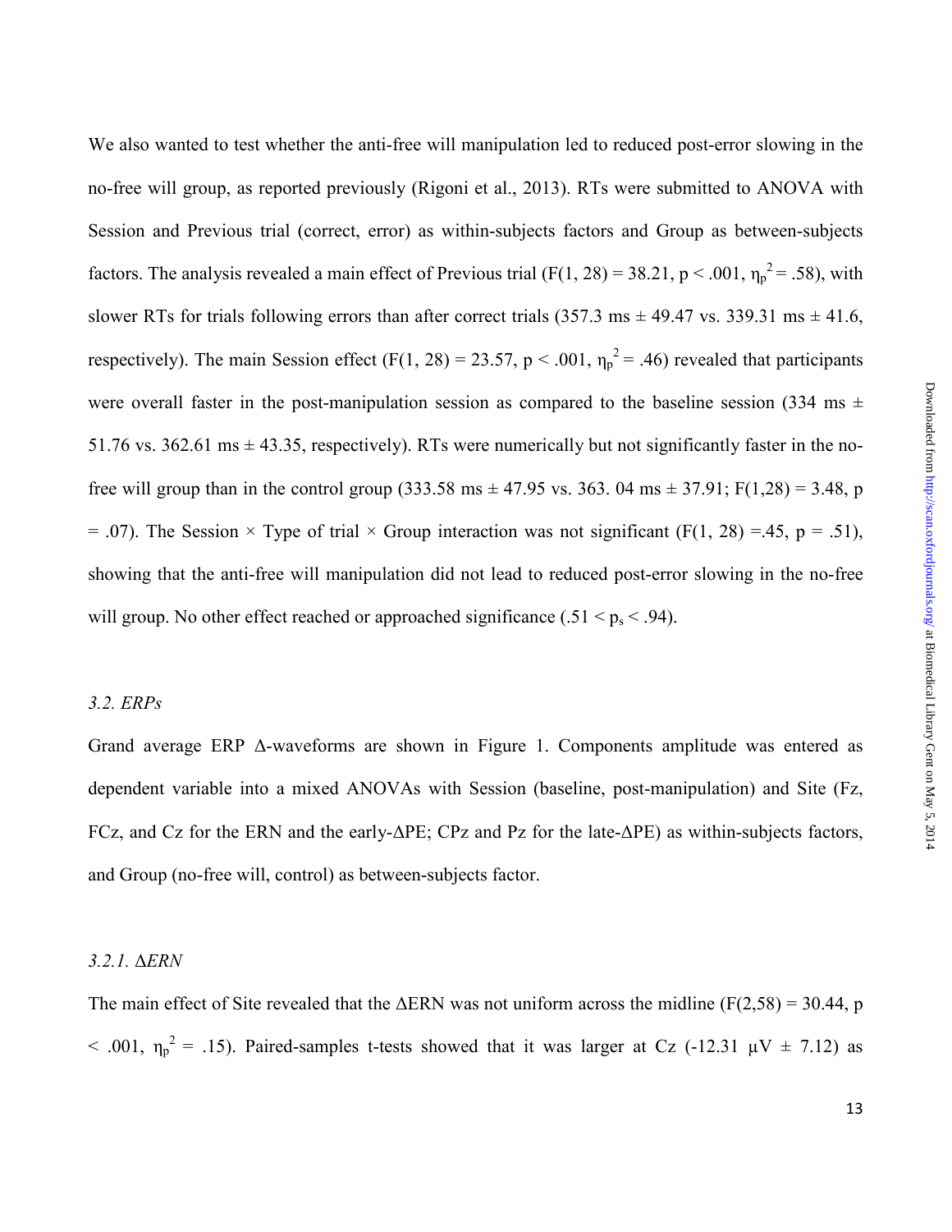We also wanted to test whether the anti-free will manipulation led to reduced post-error slowing in the no-free will group, as reported previously (Rigoni et al., 2013). RTs were submitted to ANOVA with Session and Previous trial (correct, error) as within-subjects factors and Group as between-subjects factors. The analysis revealed a main effect of Previous trial ($F(1, 28) = 38.21$, $p < .001$, $\eta_p^2 = .58$), with slower RTs for trials following errors than after correct trials (357.3 ms ± 49.47 vs. 339.31 ms ± 41.6, respectively). The main Session effect ($F(1, 28) = 23.57$, $p < .001$, $\eta_p^2 = .46$) revealed that participants were overall faster in the post-manipulation session as compared to the baseline session (334 ms ± 51.76 vs. 362.61 ms ± 43.35, respectively). RTs were numerically but not significantly faster in the no-free will group than in the control group (333.58 ms ± 47.95 vs. 363. 04 ms ± 37.91; $F(1,28) = 3.48$, $p = .07$). The Session × Type of trial × Group interaction was not significant ($F(1, 28) = .45$, $p = .51$), showing that the anti-free will manipulation did not lead to reduced post-error slowing in the no-free will group. No other effect reached or approached significance ($.51 < p_s < .94$).

### *3.2. ERPs*

Grand average ERP Δ-waveforms are shown in Figure 1. Components amplitude was entered as dependent variable into a mixed ANOVAs with Session (baseline, post-manipulation) and Site (Fz, FCz, and Cz for the ERN and the early-ΔPE; CPz and Pz for the late-ΔPE) as within-subjects factors, and Group (no-free will, control) as between-subjects factor.

#### *3.2.1. ΔERN*

The main effect of Site revealed that the ΔERN was not uniform across the midline ($F(2,58) = 30.44$, $p < .001$, $\eta_p^2 = .15$). Paired-samples t-tests showed that it was larger at Cz (-12.31 μV ± 7.12) as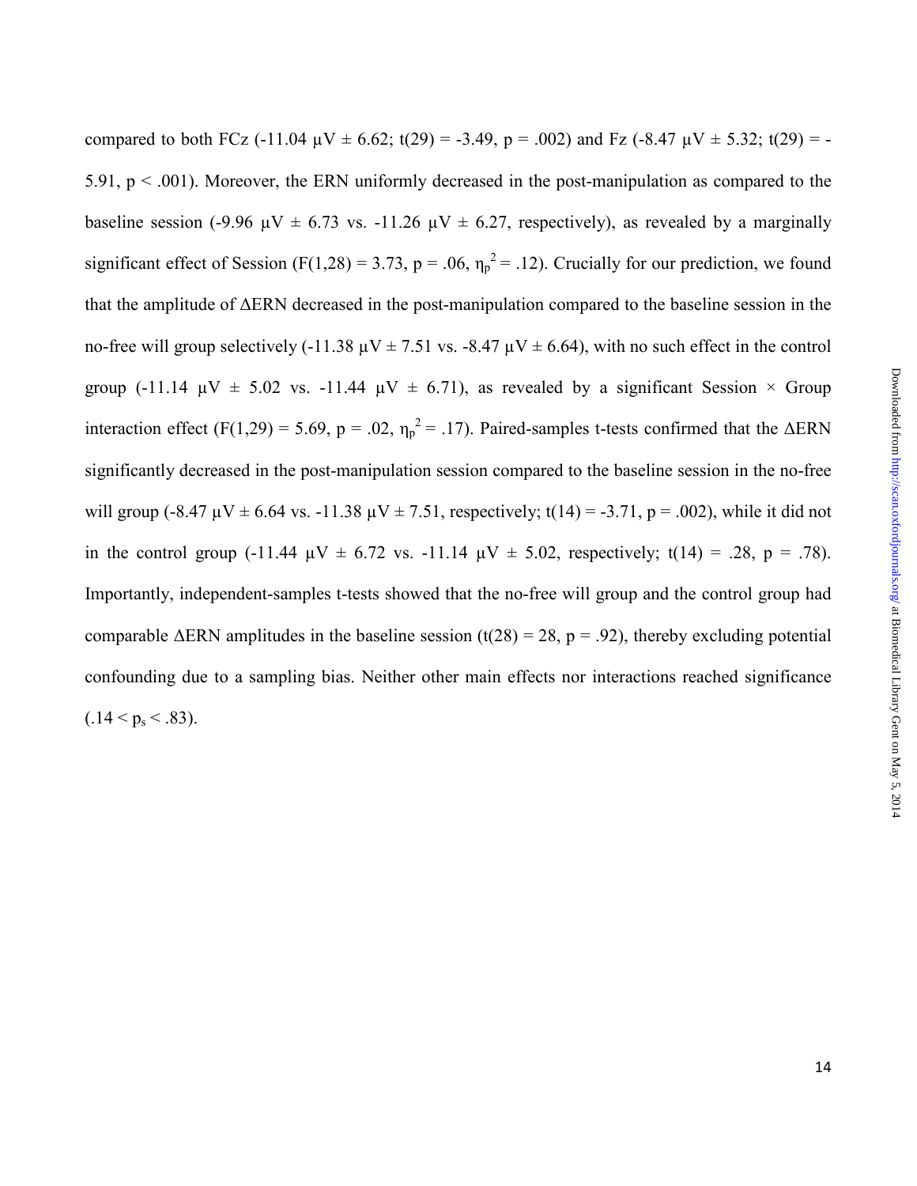compared to both FCz (-11.04 μV ± 6.62; $t(29) = -3.49$, $p = .002$) and Fz (-8.47 μV ± 5.32; $t(29) = -5.91$, $p < .001$). Moreover, the ERN uniformly decreased in the post-manipulation as compared to the baseline session (-9.96 μV ± 6.73 vs. -11.26 μV ± 6.27, respectively), as revealed by a marginally significant effect of Session ($F(1,28) = 3.73$, $p = .06$, $\eta_p^2 = .12$). Crucially for our prediction, we found that the amplitude of ΔERN decreased in the post-manipulation compared to the baseline session in the no-free will group selectively (-11.38 μV ± 7.51 vs. -8.47 μV ± 6.64), with no such effect in the control group (-11.14 μV ± 5.02 vs. -11.44 μV ± 6.71), as revealed by a significant Session × Group interaction effect ($F(1,29) = 5.69$, $p = .02$, $\eta_p^2 = .17$). Paired-samples t-tests confirmed that the ΔERN significantly decreased in the post-manipulation session compared to the baseline session in the no-free will group (-8.47 μV ± 6.64 vs. -11.38 μV ± 7.51, respectively; $t(14) = -3.71$, $p = .002$), while it did not in the control group (-11.44 μV ± 6.72 vs. -11.14 μV ± 5.02, respectively; $t(14) = .28$, $p = .78$). Importantly, independent-samples t-tests showed that the no-free will group and the control group had comparable ΔERN amplitudes in the baseline session ($t(28) = 28$, $p = .92$), thereby excluding potential confounding due to a sampling bias. Neither other main effects nor interactions reached significance ($.14 < p_s < .83$).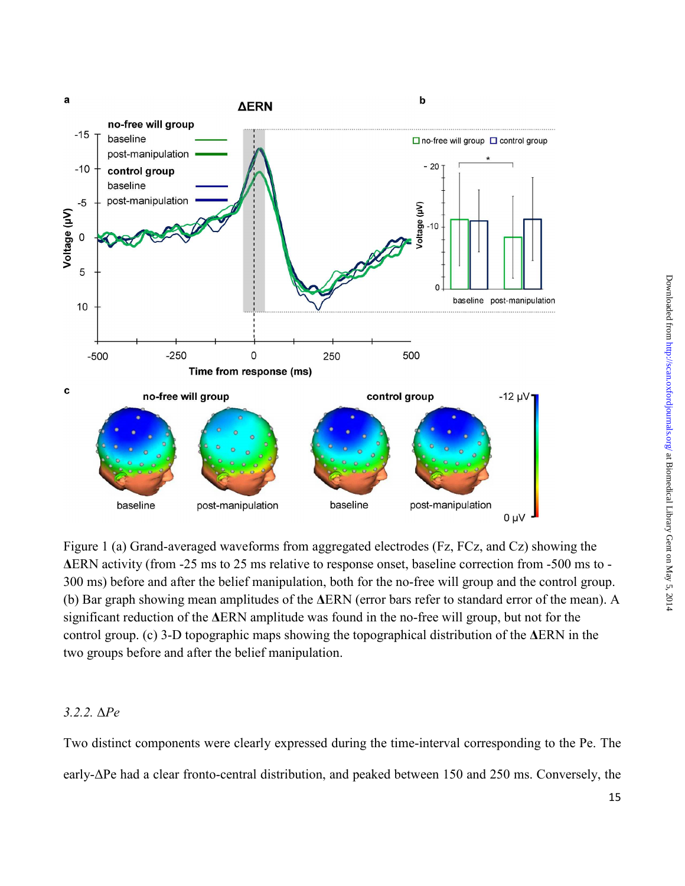Figure 1 (a) Grand-averaged waveforms from aggregated electrodes (Fz, FCz, and Cz) showing the **ΔERN** activity (from -25 ms to 25 ms relative to response onset, baseline correction from -500 ms to -300 ms) before and after the belief manipulation, both for the no-free will group and the control group. (b) Bar graph showing mean amplitudes of the **ΔERN** (error bars refer to standard error of the mean). A significant reduction of the **ΔERN** amplitude was found in the no-free will group, but not for the control group. (c) 3-D topographic maps showing the topographical distribution of the **ΔERN** in the two groups before and after the belief manipulation.

### *3.2.2. ΔPe*

Two distinct components were clearly expressed during the time-interval corresponding to the Pe. The early-ΔPe had a clear fronto-central distribution, and peaked between 150 and 250 ms. Conversely, the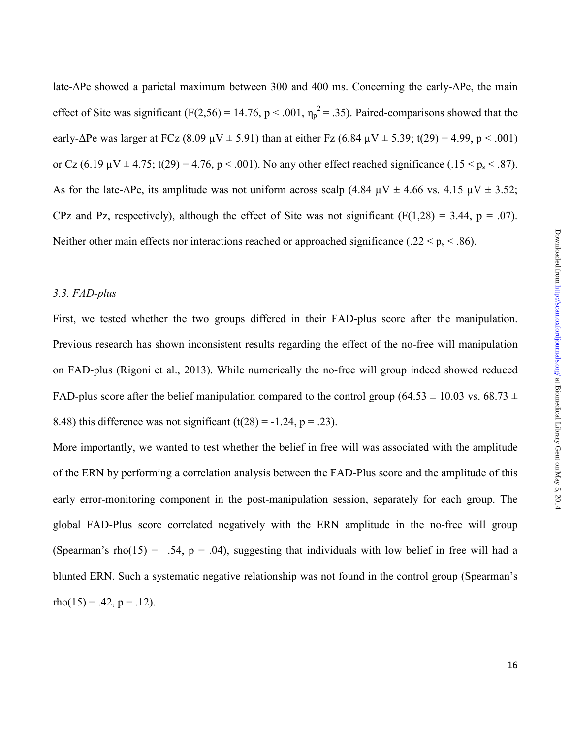late-ΔPe showed a parietal maximum between 300 and 400 ms. Concerning the early-ΔPe, the main effect of Site was significant ($F(2,56) = 14.76$, $p < .001$, $\eta_p^2 = .35$). Paired-comparisons showed that the early-ΔPe was larger at FCz (8.09 μV ± 5.91) than at either Fz (6.84 μV ± 5.39; $t(29) = 4.99$, $p < .001$) or Cz (6.19 μV ± 4.75; $t(29) = 4.76$, $p < .001$). No any other effect reached significance ($.15 < p_s < .87$). As for the late-ΔPe, its amplitude was not uniform across scalp (4.84 μV ± 4.66 vs. 4.15 μV ± 3.52; CPz and Pz, respectively), although the effect of Site was not significant ($F(1,28) = 3.44$, $p = .07$). Neither other main effects nor interactions reached or approached significance ($.22 < p_s < .86$).

### *3.3. FAD-plus*

First, we tested whether the two groups differed in their FAD-plus score after the manipulation. Previous research has shown inconsistent results regarding the effect of the no-free will manipulation on FAD-plus (Rigoni et al., 2013). While numerically the no-free will group indeed showed reduced FAD-plus score after the belief manipulation compared to the control group (64.53 ± 10.03 vs. 68.73 ± 8.48) this difference was not significant ($t(28) = -1.24$, $p = .23$).

More importantly, we wanted to test whether the belief in free will was associated with the amplitude of the ERN by performing a correlation analysis between the FAD-Plus score and the amplitude of this early error-monitoring component in the post-manipulation session, separately for each group. The global FAD-Plus score correlated negatively with the ERN amplitude in the no-free will group (Spearman's $rho(15) = -.54$, $p = .04$), suggesting that individuals with low belief in free will had a blunted ERN. Such a systematic negative relationship was not found in the control group (Spearman's $rho(15) = .42$, $p = .12$).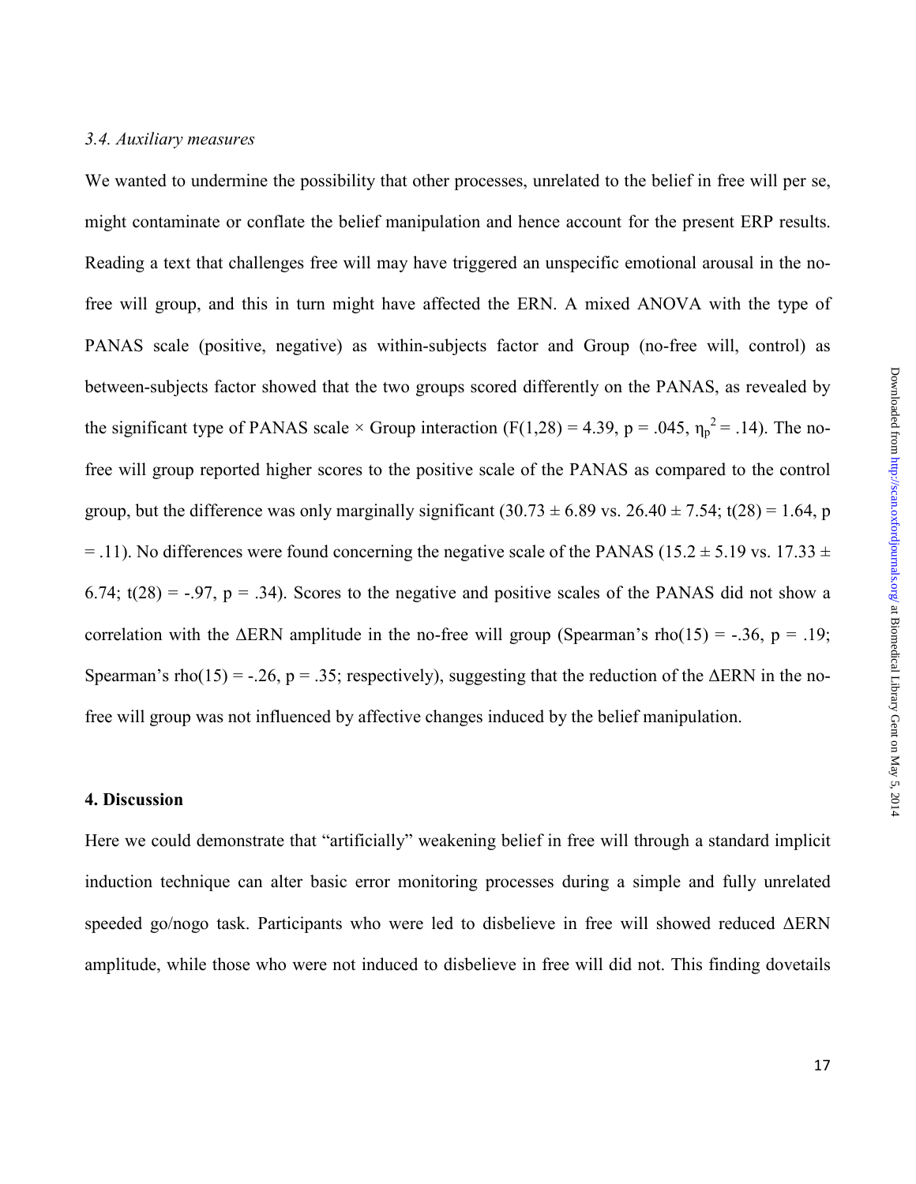### *3.4. Auxiliary measures*

We wanted to undermine the possibility that other processes, unrelated to the belief in free will per se, might contaminate or conflate the belief manipulation and hence account for the present ERP results. Reading a text that challenges free will may have triggered an unspecific emotional arousal in the no-free will group, and this in turn might have affected the ERN. A mixed ANOVA with the type of PANAS scale (positive, negative) as within-subjects factor and Group (no-free will, control) as between-subjects factor showed that the two groups scored differently on the PANAS, as revealed by the significant type of PANAS scale × Group interaction ($F(1,28) = 4.39$, $p = .045$, $\eta_p^2 = .14$). The no-free will group reported higher scores to the positive scale of the PANAS as compared to the control group, but the difference was only marginally significant ($30.73 \pm 6.89$ vs. $26.40 \pm 7.54$; $t(28) = 1.64$, $p = .11$). No differences were found concerning the negative scale of the PANAS ($15.2 \pm 5.19$ vs. $17.33 \pm 6.74$; $t(28) = -.97$, $p = .34$). Scores to the negative and positive scales of the PANAS did not show a correlation with the ΔERN amplitude in the no-free will group (Spearman's rho(15) = -.36, $p = .19$; Spearman's rho(15) = -.26, $p = .35$; respectively), suggesting that the reduction of the ΔERN in the no-free will group was not influenced by affective changes induced by the belief manipulation.

## 4. Discussion

Here we could demonstrate that "artificially" weakening belief in free will through a standard implicit induction technique can alter basic error monitoring processes during a simple and fully unrelated speeded go/nogo task. Participants who were led to disbelieve in free will showed reduced ΔERN amplitude, while those who were not induced to disbelieve in free will did not. This finding dovetails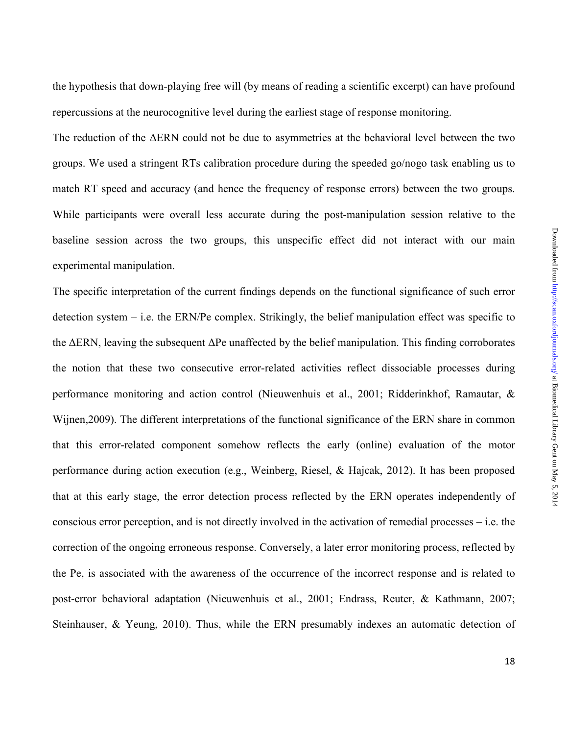the hypothesis that down-playing free will (by means of reading a scientific excerpt) can have profound repercussions at the neurocognitive level during the earliest stage of response monitoring.

The reduction of the ΔERN could not be due to asymmetries at the behavioral level between the two groups. We used a stringent RTs calibration procedure during the speeded go/nogo task enabling us to match RT speed and accuracy (and hence the frequency of response errors) between the two groups. While participants were overall less accurate during the post-manipulation session relative to the baseline session across the two groups, this unspecific effect did not interact with our main experimental manipulation.

The specific interpretation of the current findings depends on the functional significance of such error detection system – i.e. the ERN/Pe complex. Strikingly, the belief manipulation effect was specific to the ΔERN, leaving the subsequent ΔPe unaffected by the belief manipulation. This finding corroborates the notion that these two consecutive error-related activities reflect dissociable processes during performance monitoring and action control (Nieuwenhuis et al., 2001; Ridderinkhof, Ramautar, & Wijnen,2009). The different interpretations of the functional significance of the ERN share in common that this error-related component somehow reflects the early (online) evaluation of the motor performance during action execution (e.g., Weinberg, Riesel, & Hajcak, 2012). It has been proposed that at this early stage, the error detection process reflected by the ERN operates independently of conscious error perception, and is not directly involved in the activation of remedial processes – i.e. the correction of the ongoing erroneous response. Conversely, a later error monitoring process, reflected by the Pe, is associated with the awareness of the occurrence of the incorrect response and is related to post-error behavioral adaptation (Nieuwenhuis et al., 2001; Endrass, Reuter, & Kathmann, 2007; Steinhauser, & Yeung, 2010). Thus, while the ERN presumably indexes an automatic detection of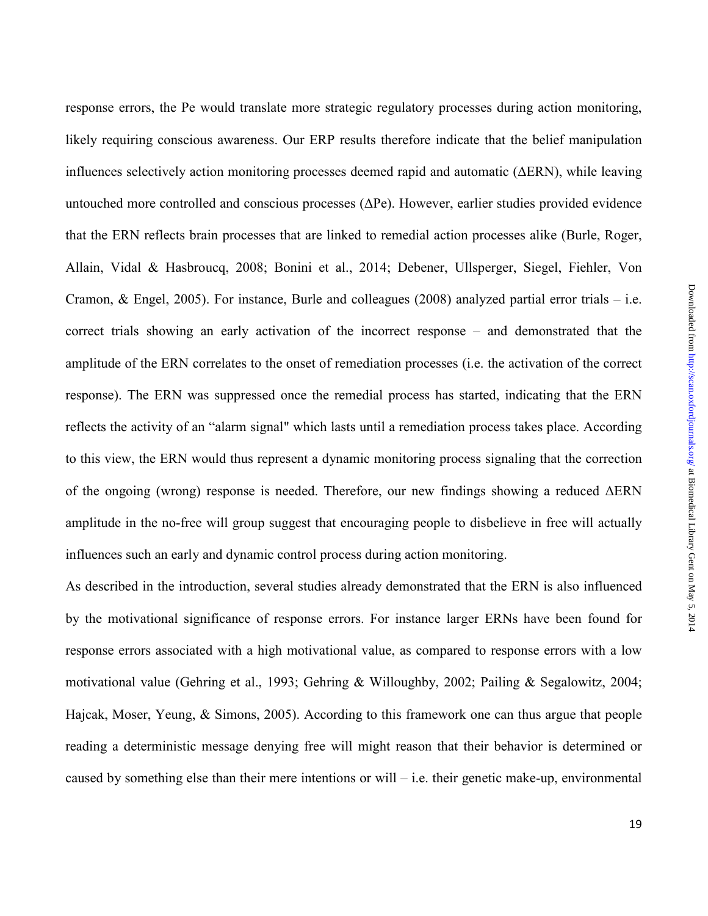response errors, the Pe would translate more strategic regulatory processes during action monitoring, likely requiring conscious awareness. Our ERP results therefore indicate that the belief manipulation influences selectively action monitoring processes deemed rapid and automatic (ΔERN), while leaving untouched more controlled and conscious processes (ΔPe). However, earlier studies provided evidence that the ERN reflects brain processes that are linked to remedial action processes alike (Burle, Roger, Allain, Vidal & Hasbroucq, 2008; Bonini et al., 2014; Debener, Ullsperger, Siegel, Fiehler, Von Cramon, & Engel, 2005). For instance, Burle and colleagues (2008) analyzed partial error trials – i.e. correct trials showing an early activation of the incorrect response – and demonstrated that the amplitude of the ERN correlates to the onset of remediation processes (i.e. the activation of the correct response). The ERN was suppressed once the remedial process has started, indicating that the ERN reflects the activity of an "alarm signal" which lasts until a remediation process takes place. According to this view, the ERN would thus represent a dynamic monitoring process signaling that the correction of the ongoing (wrong) response is needed. Therefore, our new findings showing a reduced ΔERN amplitude in the no-free will group suggest that encouraging people to disbelieve in free will actually influences such an early and dynamic control process during action monitoring.

As described in the introduction, several studies already demonstrated that the ERN is also influenced by the motivational significance of response errors. For instance larger ERNs have been found for response errors associated with a high motivational value, as compared to response errors with a low motivational value (Gehring et al., 1993; Gehring & Willoughby, 2002; Pailing & Segalowitz, 2004; Hajcak, Moser, Yeung, & Simons, 2005). According to this framework one can thus argue that people reading a deterministic message denying free will might reason that their behavior is determined or caused by something else than their mere intentions or will – i.e. their genetic make-up, environmental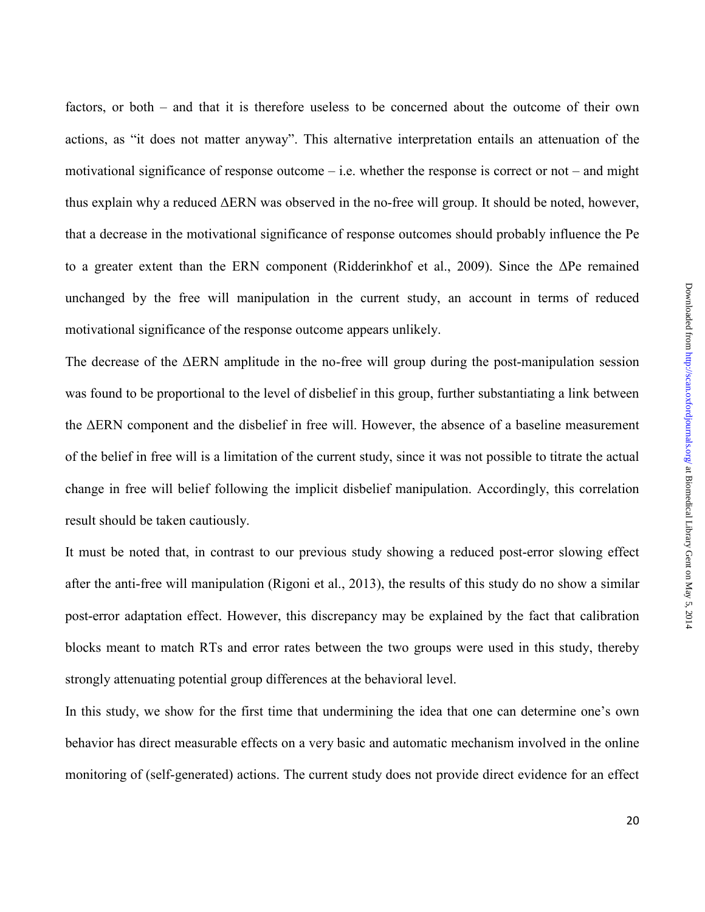factors, or both – and that it is therefore useless to be concerned about the outcome of their own actions, as "it does not matter anyway". This alternative interpretation entails an attenuation of the motivational significance of response outcome – i.e. whether the response is correct or not – and might thus explain why a reduced ΔERN was observed in the no-free will group. It should be noted, however, that a decrease in the motivational significance of response outcomes should probably influence the Pe to a greater extent than the ERN component (Ridderinkhof et al., 2009). Since the ΔPe remained unchanged by the free will manipulation in the current study, an account in terms of reduced motivational significance of the response outcome appears unlikely.

The decrease of the ΔERN amplitude in the no-free will group during the post-manipulation session was found to be proportional to the level of disbelief in this group, further substantiating a link between the ΔERN component and the disbelief in free will. However, the absence of a baseline measurement of the belief in free will is a limitation of the current study, since it was not possible to titrate the actual change in free will belief following the implicit disbelief manipulation. Accordingly, this correlation result should be taken cautiously.

It must be noted that, in contrast to our previous study showing a reduced post-error slowing effect after the anti-free will manipulation (Rigoni et al., 2013), the results of this study do no show a similar post-error adaptation effect. However, this discrepancy may be explained by the fact that calibration blocks meant to match RTs and error rates between the two groups were used in this study, thereby strongly attenuating potential group differences at the behavioral level.

In this study, we show for the first time that undermining the idea that one can determine one's own behavior has direct measurable effects on a very basic and automatic mechanism involved in the online monitoring of (self-generated) actions. The current study does not provide direct evidence for an effect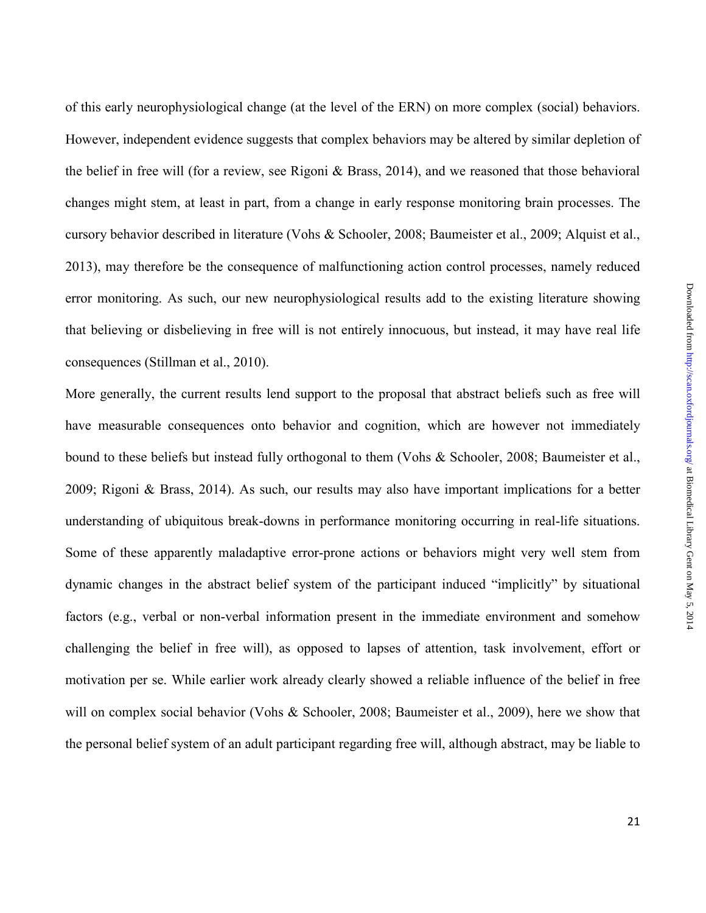of this early neurophysiological change (at the level of the ERN) on more complex (social) behaviors. However, independent evidence suggests that complex behaviors may be altered by similar depletion of the belief in free will (for a review, see Rigoni & Brass, 2014), and we reasoned that those behavioral changes might stem, at least in part, from a change in early response monitoring brain processes. The cursory behavior described in literature (Vohs & Schooler, 2008; Baumeister et al., 2009; Alquist et al., 2013), may therefore be the consequence of malfunctioning action control processes, namely reduced error monitoring. As such, our new neurophysiological results add to the existing literature showing that believing or disbelieving in free will is not entirely innocuous, but instead, it may have real life consequences (Stillman et al., 2010).

More generally, the current results lend support to the proposal that abstract beliefs such as free will have measurable consequences onto behavior and cognition, which are however not immediately bound to these beliefs but instead fully orthogonal to them (Vohs & Schooler, 2008; Baumeister et al., 2009; Rigoni & Brass, 2014). As such, our results may also have important implications for a better understanding of ubiquitous break-downs in performance monitoring occurring in real-life situations. Some of these apparently maladaptive error-prone actions or behaviors might very well stem from dynamic changes in the abstract belief system of the participant induced "implicitly" by situational factors (e.g., verbal or non-verbal information present in the immediate environment and somehow challenging the belief in free will), as opposed to lapses of attention, task involvement, effort or motivation per se. While earlier work already clearly showed a reliable influence of the belief in free will on complex social behavior (Vohs & Schooler, 2008; Baumeister et al., 2009), here we show that the personal belief system of an adult participant regarding free will, although abstract, may be liable to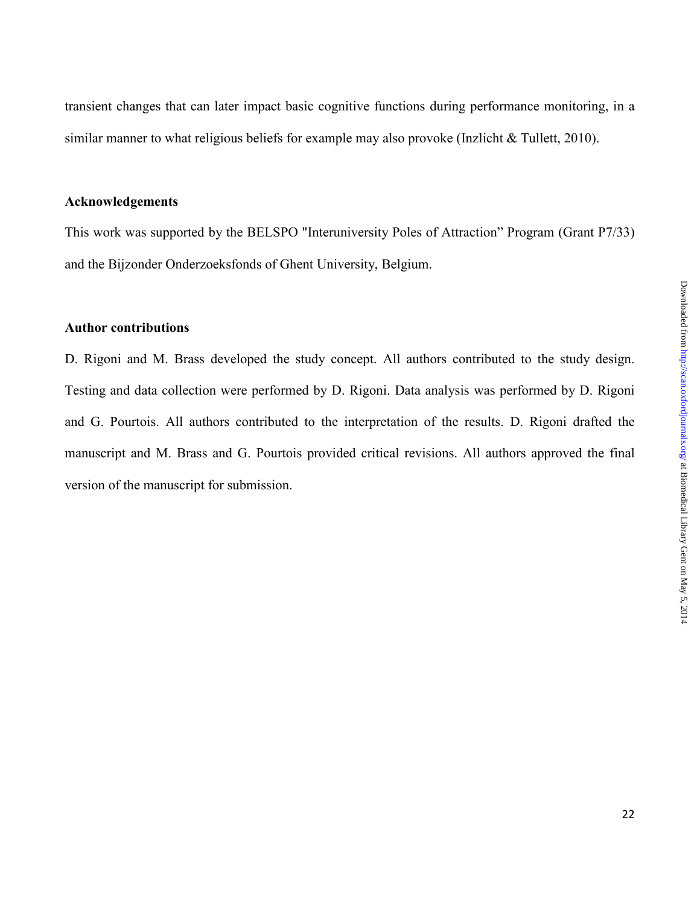transient changes that can later impact basic cognitive functions during performance monitoring, in a similar manner to what religious beliefs for example may also provoke (Inzlicht & Tullett, 2010).

## Acknowledgements

This work was supported by the BELSPO "Interuniversity Poles of Attraction" Program (Grant P7/33) and the Bijzonder Onderzoeksfonds of Ghent University, Belgium.

## Author contributions

D. Rigoni and M. Brass developed the study concept. All authors contributed to the study design. Testing and data collection were performed by D. Rigoni. Data analysis was performed by D. Rigoni and G. Pourtois. All authors contributed to the interpretation of the results. D. Rigoni drafted the manuscript and M. Brass and G. Pourtois provided critical revisions. All authors approved the final version of the manuscript for submission.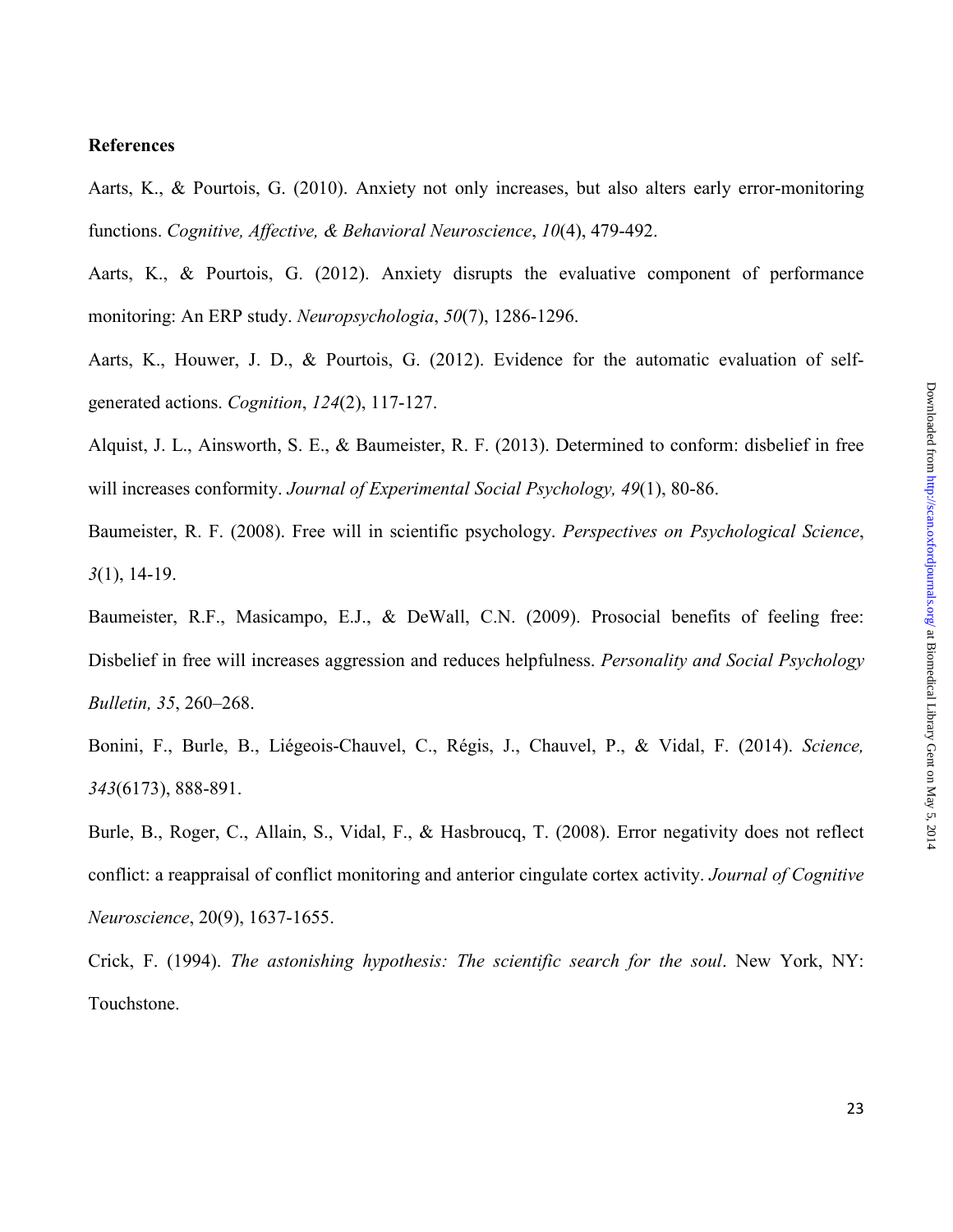**References**

Aarts, K., & Pourtois, G. (2010). Anxiety not only increases, but also alters early error-monitoring functions. *Cognitive, Affective, & Behavioral Neuroscience*, *10*(4), 479-492.

Aarts, K., & Pourtois, G. (2012). Anxiety disrupts the evaluative component of performance monitoring: An ERP study. *Neuropsychologia*, *50*(7), 1286-1296.

Aarts, K., Houwer, J. D., & Pourtois, G. (2012). Evidence for the automatic evaluation of self-generated actions. *Cognition*, *124*(2), 117-127.

Alquist, J. L., Ainsworth, S. E., & Baumeister, R. F. (2013). Determined to conform: disbelief in free will increases conformity. *Journal of Experimental Social Psychology, 49*(1), 80-86.

Baumeister, R. F. (2008). Free will in scientific psychology. *Perspectives on Psychological Science*, *3*(1), 14-19.

Baumeister, R.F., Masicampo, E.J., & DeWall, C.N. (2009). Prosocial benefits of feeling free: Disbelief in free will increases aggression and reduces helpfulness. *Personality and Social Psychology Bulletin, 35*, 260–268.

Bonini, F., Burle, B., Liégeois-Chauvel, C., Régis, J., Chauvel, P., & Vidal, F. (2014). *Science, 343*(6173), 888-891.

Burle, B., Roger, C., Allain, S., Vidal, F., & Hasbroucq, T. (2008). Error negativity does not reflect conflict: a reappraisal of conflict monitoring and anterior cingulate cortex activity. *Journal of Cognitive Neuroscience*, 20(9), 1637-1655.

Crick, F. (1994). *The astonishing hypothesis: The scientific search for the soul*. New York, NY: Touchstone.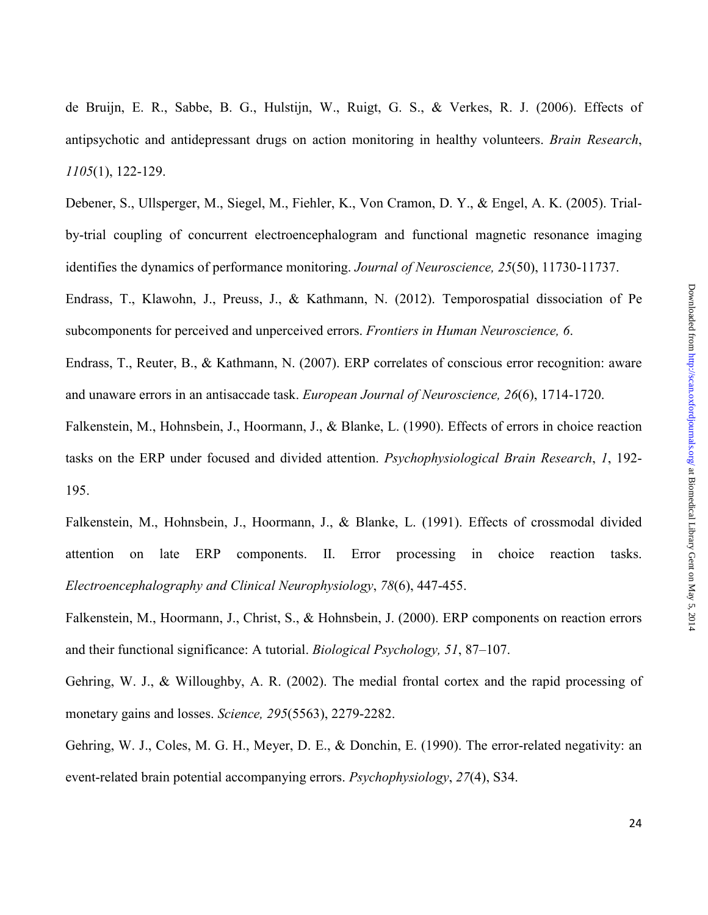de Bruijn, E. R., Sabbe, B. G., Hulstijn, W., Ruigt, G. S., & Verkes, R. J. (2006). Effects of antipsychotic and antidepressant drugs on action monitoring in healthy volunteers. *Brain Research*, *1105*(1), 122-129.

Debener, S., Ullsperger, M., Siegel, M., Fiehler, K., Von Cramon, D. Y., & Engel, A. K. (2005). Trial-by-trial coupling of concurrent electroencephalogram and functional magnetic resonance imaging identifies the dynamics of performance monitoring. *Journal of Neuroscience, 25*(50), 11730-11737.

Endrass, T., Klawohn, J., Preuss, J., & Kathmann, N. (2012). Temporospatial dissociation of Pe subcomponents for perceived and unperceived errors. *Frontiers in Human Neuroscience, 6*.

Endrass, T., Reuter, B., & Kathmann, N. (2007). ERP correlates of conscious error recognition: aware and unaware errors in an antisaccade task. *European Journal of Neuroscience, 26*(6), 1714-1720.

Falkenstein, M., Hohnsbein, J., Hoormann, J., & Blanke, L. (1990). Effects of errors in choice reaction tasks on the ERP under focused and divided attention. *Psychophysiological Brain Research*, *1*, 192-195.

Falkenstein, M., Hohnsbein, J., Hoormann, J., & Blanke, L. (1991). Effects of crossmodal divided attention on late ERP components. II. Error processing in choice reaction tasks. *Electroencephalography and Clinical Neurophysiology*, *78*(6), 447-455.

Falkenstein, M., Hoormann, J., Christ, S., & Hohnsbein, J. (2000). ERP components on reaction errors and their functional significance: A tutorial. *Biological Psychology, 51*, 87–107.

Gehring, W. J., & Willoughby, A. R. (2002). The medial frontal cortex and the rapid processing of monetary gains and losses. *Science, 295*(5563), 2279-2282.

Gehring, W. J., Coles, M. G. H., Meyer, D. E., & Donchin, E. (1990). The error-related negativity: an event-related brain potential accompanying errors. *Psychophysiology*, *27*(4), S34.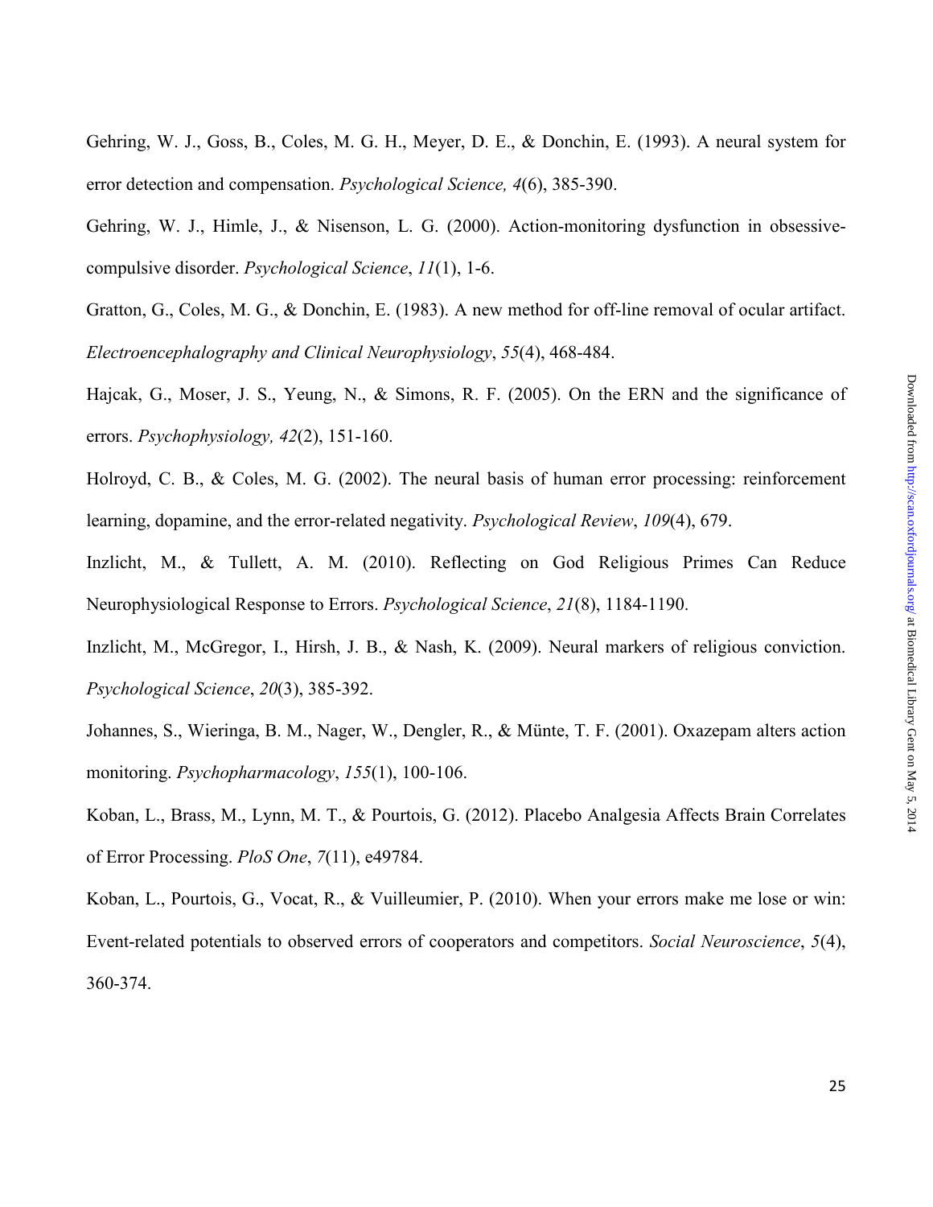Gehring, W. J., Goss, B., Coles, M. G. H., Meyer, D. E., & Donchin, E. (1993). A neural system for error detection and compensation. *Psychological Science, 4*(6), 385-390.

Gehring, W. J., Himle, J., & Nisenson, L. G. (2000). Action-monitoring dysfunction in obsessive-compulsive disorder. *Psychological Science*, *11*(1), 1-6.

Gratton, G., Coles, M. G., & Donchin, E. (1983). A new method for off-line removal of ocular artifact. *Electroencephalography and Clinical Neurophysiology*, *55*(4), 468-484.

Hajcak, G., Moser, J. S., Yeung, N., & Simons, R. F. (2005). On the ERN and the significance of errors. *Psychophysiology, 42*(2), 151-160.

Holroyd, C. B., & Coles, M. G. (2002). The neural basis of human error processing: reinforcement learning, dopamine, and the error-related negativity. *Psychological Review*, *109*(4), 679.

Inzlicht, M., & Tullett, A. M. (2010). Reflecting on God Religious Primes Can Reduce Neurophysiological Response to Errors. *Psychological Science*, *21*(8), 1184-1190.

Inzlicht, M., McGregor, I., Hirsh, J. B., & Nash, K. (2009). Neural markers of religious conviction. *Psychological Science*, *20*(3), 385-392.

Johannes, S., Wieringa, B. M., Nager, W., Dengler, R., & Münte, T. F. (2001). Oxazepam alters action monitoring. *Psychopharmacology*, *155*(1), 100-106.

Koban, L., Brass, M., Lynn, M. T., & Pourtois, G. (2012). Placebo Analgesia Affects Brain Correlates of Error Processing. *PloS One*, *7*(11), e49784.

Koban, L., Pourtois, G., Vocat, R., & Vuilleumier, P. (2010). When your errors make me lose or win: Event-related potentials to observed errors of cooperators and competitors. *Social Neuroscience*, *5*(4), 360-374.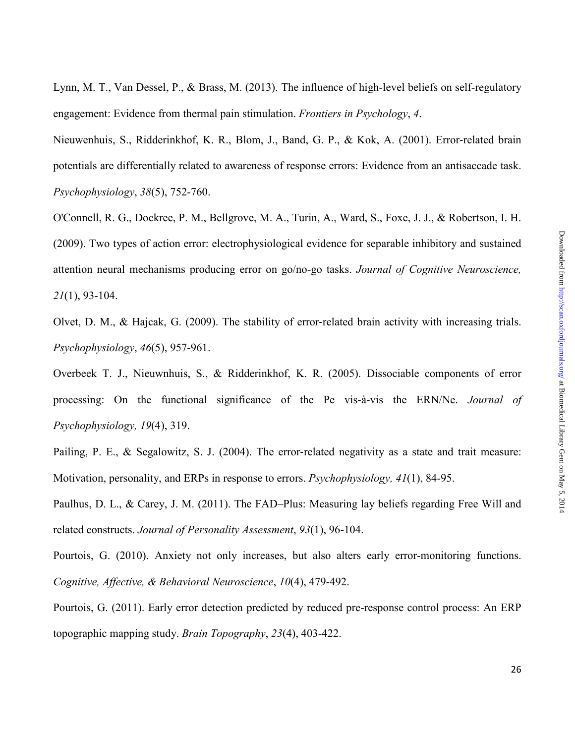Lynn, M. T., Van Dessel, P., & Brass, M. (2013). The influence of high-level beliefs on self-regulatory engagement: Evidence from thermal pain stimulation. *Frontiers in Psychology*, *4*.

Nieuwenhuis, S., Ridderinkhof, K. R., Blom, J., Band, G. P., & Kok, A. (2001). Error-related brain potentials are differentially related to awareness of response errors: Evidence from an antisaccade task. *Psychophysiology*, *38*(5), 752-760.

O'Connell, R. G., Dockree, P. M., Bellgrove, M. A., Turin, A., Ward, S., Foxe, J. J., & Robertson, I. H. (2009). Two types of action error: electrophysiological evidence for separable inhibitory and sustained attention neural mechanisms producing error on go/no-go tasks. *Journal of Cognitive Neuroscience, 21*(1), 93-104.

Olvet, D. M., & Hajcak, G. (2009). The stability of error-related brain activity with increasing trials. *Psychophysiology*, *46*(5), 957-961.

Overbeek T. J., Nieuwnhuis, S., & Ridderinkhof, K. R. (2005). Dissociable components of error processing: On the functional significance of the Pe vis-à-vis the ERN/Ne. *Journal of Psychophysiology, 19*(4), 319.

Pailing, P. E., & Segalowitz, S. J. (2004). The error-related negativity as a state and trait measure: Motivation, personality, and ERPs in response to errors. *Psychophysiology, 41*(1), 84-95.

Paulhus, D. L., & Carey, J. M. (2011). The FAD–Plus: Measuring lay beliefs regarding Free Will and related constructs. *Journal of Personality Assessment*, *93*(1), 96-104.

Pourtois, G. (2010). Anxiety not only increases, but also alters early error-monitoring functions. *Cognitive, Affective, & Behavioral Neuroscience*, *10*(4), 479-492.

Pourtois, G. (2011). Early error detection predicted by reduced pre-response control process: An ERP topographic mapping study. *Brain Topography*, *23*(4), 403-422.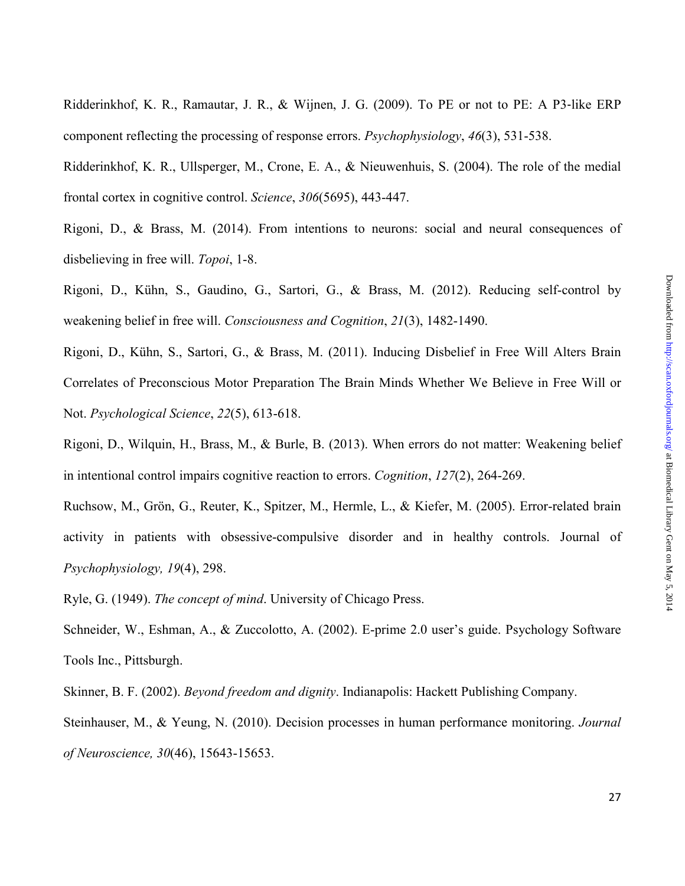Ridderinkhof, K. R., Ramautar, J. R., & Wijnen, J. G. (2009). To PE or not to PE: A P3-like ERP component reflecting the processing of response errors. *Psychophysiology*, *46*(3), 531-538.

Ridderinkhof, K. R., Ullsperger, M., Crone, E. A., & Nieuwenhuis, S. (2004). The role of the medial frontal cortex in cognitive control. *Science*, *306*(5695), 443-447.

Rigoni, D., & Brass, M. (2014). From intentions to neurons: social and neural consequences of disbelieving in free will. *Topoi*, 1-8.

Rigoni, D., Kühn, S., Gaudino, G., Sartori, G., & Brass, M. (2012). Reducing self-control by weakening belief in free will. *Consciousness and Cognition*, *21*(3), 1482-1490.

Rigoni, D., Kühn, S., Sartori, G., & Brass, M. (2011). Inducing Disbelief in Free Will Alters Brain Correlates of Preconscious Motor Preparation The Brain Minds Whether We Believe in Free Will or Not. *Psychological Science*, *22*(5), 613-618.

Rigoni, D., Wilquin, H., Brass, M., & Burle, B. (2013). When errors do not matter: Weakening belief in intentional control impairs cognitive reaction to errors. *Cognition*, *127*(2), 264-269.

Ruchsow, M., Grön, G., Reuter, K., Spitzer, M., Hermle, L., & Kiefer, M. (2005). Error-related brain activity in patients with obsessive-compulsive disorder and in healthy controls. Journal of *Psychophysiology, 19*(4), 298.

Ryle, G. (1949). *The concept of mind*. University of Chicago Press.

Schneider, W., Eshman, A., & Zuccolotto, A. (2002). E-prime 2.0 user's guide. Psychology Software Tools Inc., Pittsburgh.

Skinner, B. F. (2002). *Beyond freedom and dignity*. Indianapolis: Hackett Publishing Company.

Steinhauser, M., & Yeung, N. (2010). Decision processes in human performance monitoring. *Journal of Neuroscience, 30*(46), 15643-15653.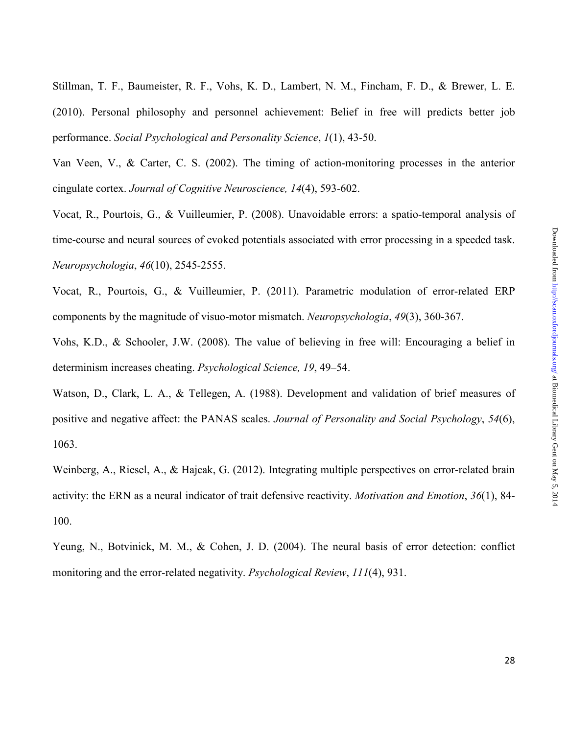Stillman, T. F., Baumeister, R. F., Vohs, K. D., Lambert, N. M., Fincham, F. D., & Brewer, L. E. (2010). Personal philosophy and personnel achievement: Belief in free will predicts better job performance. *Social Psychological and Personality Science*, *1*(1), 43-50.

Van Veen, V., & Carter, C. S. (2002). The timing of action-monitoring processes in the anterior cingulate cortex. *Journal of Cognitive Neuroscience, 14*(4), 593-602.

Vocat, R., Pourtois, G., & Vuilleumier, P. (2008). Unavoidable errors: a spatio-temporal analysis of time-course and neural sources of evoked potentials associated with error processing in a speeded task. *Neuropsychologia*, *46*(10), 2545-2555.

Vocat, R., Pourtois, G., & Vuilleumier, P. (2011). Parametric modulation of error-related ERP components by the magnitude of visuo-motor mismatch. *Neuropsychologia*, *49*(3), 360-367.

Vohs, K.D., & Schooler, J.W. (2008). The value of believing in free will: Encouraging a belief in determinism increases cheating. *Psychological Science, 19*, 49–54.

Watson, D., Clark, L. A., & Tellegen, A. (1988). Development and validation of brief measures of positive and negative affect: the PANAS scales. *Journal of Personality and Social Psychology*, *54*(6), 1063.

Weinberg, A., Riesel, A., & Hajcak, G. (2012). Integrating multiple perspectives on error-related brain activity: the ERN as a neural indicator of trait defensive reactivity. *Motivation and Emotion*, *36*(1), 84-100.

Yeung, N., Botvinick, M. M., & Cohen, J. D. (2004). The neural basis of error detection: conflict monitoring and the error-related negativity. *Psychological Review*, *111*(4), 931.